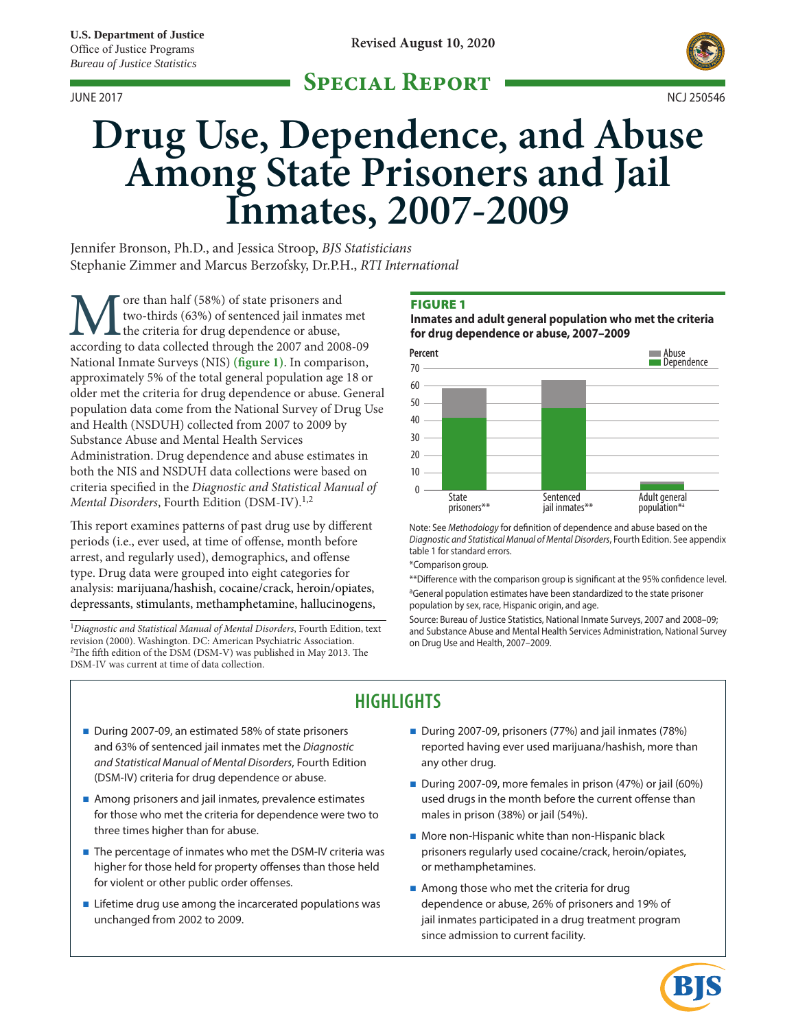U.S. Department of Justice
Office of Justice Programs
*Bureau of Justice Statistics*

Revised August 10, 2020

## Special Report

JUNE 2017 NCJ 250546

# Drug Use, Dependence, and Abuse Among State Prisoners and Jail Inmates, 2007-2009

Jennifer Bronson, Ph.D., and Jessica Stroop, *BJS Statisticians*
Stephanie Zimmer and Marcus Berzofsky, Dr.P.H., *RTI International*

More than half (58%) of state prisoners and two-thirds (63%) of sentenced jail inmates met the criteria for drug dependence or abuse, according to data collected through the 2007 and 2008-09 National Inmate Surveys (NIS) **(figure 1)**. In comparison, approximately 5% of the total general population age 18 or older met the criteria for drug dependence or abuse. General population data come from the National Survey of Drug Use and Health (NSDUH) collected from 2007 to 2009 by Substance Abuse and Mental Health Services Administration. Drug dependence and abuse estimates in both the NIS and NSDUH data collections were based on criteria specified in the *Diagnostic and Statistical Manual of Mental Disorders*, Fourth Edition (DSM-IV).[1,2]

This report examines patterns of past drug use by different periods (i.e., ever used, at time of offense, month before arrest, and regularly used), demographics, and offense type. Drug data were grouped into eight categories for analysis: marijuana/hashish, cocaine/crack, heroin/opiates, depressants, stimulants, methamphetamine, hallucinogens,

[1]*Diagnostic and Statistical Manual of Mental Disorders*, Fourth Edition, text revision (2000). Washington. DC: American Psychiatric Association.
[2]The fifth edition of the DSM (DSM-V) was published in May 2013. The DSM-IV was current at time of data collection.

**FIGURE 1**

**Inmates and adult general population who met the criteria for drug dependence or abuse, 2007–2009**

Percent

| | Dependence | Abuse |
|---|---|---|
| State prisoners** | ~41 | ~17 |
| Sentenced jail inmates** | ~47 | ~16 |
| Adult general population*[a] | ~3 | ~2 |

Note: See *Methodology* for definition of dependence and abuse based on the *Diagnostic and Statistical Manual of Mental Disorders*, Fourth Edition. See appendix table 1 for standard errors.

*Comparison group.

**Difference with the comparison group is significant at the 95% confidence level.

[a]General population estimates have been standardized to the state prisoner population by sex, race, Hispanic origin, and age.

Source: Bureau of Justice Statistics, National Inmate Surveys, 2007 and 2008–09; and Substance Abuse and Mental Health Services Administration, National Survey on Drug Use and Health, 2007–2009.

## HIGHLIGHTS

- During 2007-09, an estimated 58% of state prisoners and 63% of sentenced jail inmates met the *Diagnostic and Statistical Manual of Mental Disorders*, Fourth Edition (DSM-IV) criteria for drug dependence or abuse.
- Among prisoners and jail inmates, prevalence estimates for those who met the criteria for dependence were two to three times higher than for abuse.
- The percentage of inmates who met the DSM-IV criteria was higher for those held for property offenses than those held for violent or other public order offenses.
- Lifetime drug use among the incarcerated populations was unchanged from 2002 to 2009.
- During 2007-09, prisoners (77%) and jail inmates (78%) reported having ever used marijuana/hashish, more than any other drug.
- During 2007-09, more females in prison (47%) or jail (60%) used drugs in the month before the current offense than males in prison (38%) or jail (54%).
- More non-Hispanic white than non-Hispanic black prisoners regularly used cocaine/crack, heroin/opiates, or methamphetamines.
- Among those who met the criteria for drug dependence or abuse, 26% of prisoners and 19% of jail inmates participated in a drug treatment program since admission to current facility.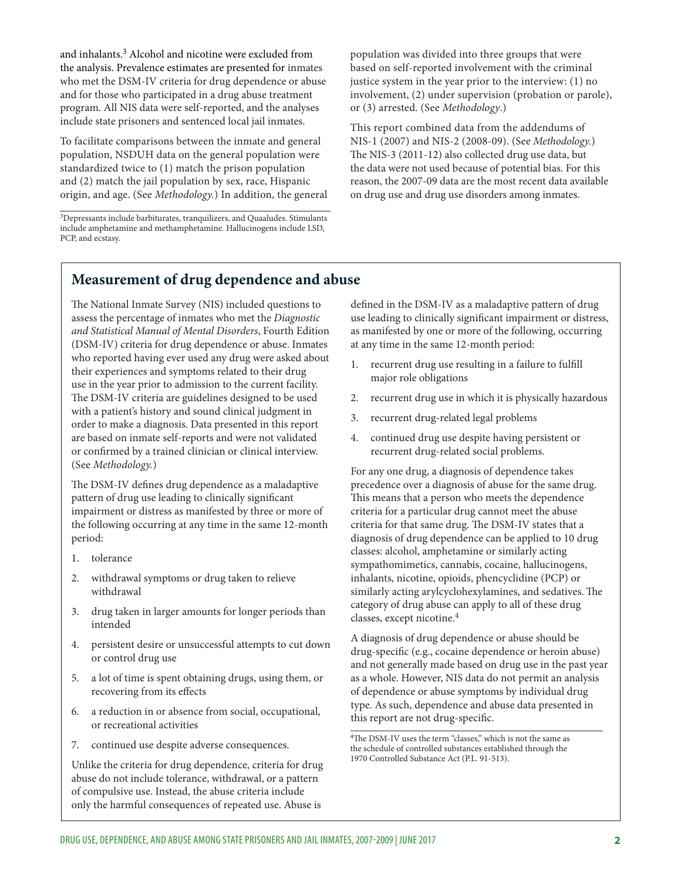and inhalants.[3] Alcohol and nicotine were excluded from the analysis. Prevalence estimates are presented for inmates who met the DSM-IV criteria for drug dependence or abuse and for those who participated in a drug abuse treatment program. All NIS data were self-reported, and the analyses include state prisoners and sentenced local jail inmates.

To facilitate comparisons between the inmate and general population, NSDUH data on the general population were standardized twice to (1) match the prison population and (2) match the jail population by sex, race, Hispanic origin, and age. (See *Methodology.*) In addition, the general population was divided into three groups that were based on self-reported involvement with the criminal justice system in the year prior to the interview: (1) no involvement, (2) under supervision (probation or parole), or (3) arrested. (See *Methodology*.)

This report combined data from the addendums of NIS-1 (2007) and NIS-2 (2008-09). (See *Methodology.*) The NIS-3 (2011-12) also collected drug use data, but the data were not used because of potential bias. For this reason, the 2007-09 data are the most recent data available on drug use and drug use disorders among inmates.

[3]Depressants include barbiturates, tranquilizers, and Quaaludes. Stimulants include amphetamine and methamphetamine. Hallucinogens include LSD, PCP, and ecstasy.

## Measurement of drug dependence and abuse

The National Inmate Survey (NIS) included questions to assess the percentage of inmates who met the *Diagnostic and Statistical Manual of Mental Disorders*, Fourth Edition (DSM-IV) criteria for drug dependence or abuse. Inmates who reported having ever used any drug were asked about their experiences and symptoms related to their drug use in the year prior to admission to the current facility. The DSM-IV criteria are guidelines designed to be used with a patient's history and sound clinical judgment in order to make a diagnosis. Data presented in this report are based on inmate self-reports and were not validated or confirmed by a trained clinician or clinical interview. (See *Methodology.*)

The DSM-IV defines drug dependence as a maladaptive pattern of drug use leading to clinically significant impairment or distress as manifested by three or more of the following occurring at any time in the same 12-month period:

1. tolerance
2. withdrawal symptoms or drug taken to relieve withdrawal
3. drug taken in larger amounts for longer periods than intended
4. persistent desire or unsuccessful attempts to cut down or control drug use
5. a lot of time is spent obtaining drugs, using them, or recovering from its effects
6. a reduction in or absence from social, occupational, or recreational activities
7. continued use despite adverse consequences.

Unlike the criteria for drug dependence, criteria for drug abuse do not include tolerance, withdrawal, or a pattern of compulsive use. Instead, the abuse criteria include only the harmful consequences of repeated use. Abuse is defined in the DSM-IV as a maladaptive pattern of drug use leading to clinically significant impairment or distress, as manifested by one or more of the following, occurring at any time in the same 12-month period:

1. recurrent drug use resulting in a failure to fulfill major role obligations
2. recurrent drug use in which it is physically hazardous
3. recurrent drug-related legal problems
4. continued drug use despite having persistent or recurrent drug-related social problems.

For any one drug, a diagnosis of dependence takes precedence over a diagnosis of abuse for the same drug. This means that a person who meets the dependence criteria for a particular drug cannot meet the abuse criteria for that same drug. The DSM-IV states that a diagnosis of drug dependence can be applied to 10 drug classes: alcohol, amphetamine or similarly acting sympathomimetics, cannabis, cocaine, hallucinogens, inhalants, nicotine, opioids, phencyclidine (PCP) or similarly acting arylcyclohexylamines, and sedatives. The category of drug abuse can apply to all of these drug classes, except nicotine.[4]

A diagnosis of drug dependence or abuse should be drug-specific (e.g., cocaine dependence or heroin abuse) and not generally made based on drug use in the past year as a whole. However, NIS data do not permit an analysis of dependence or abuse symptoms by individual drug type. As such, dependence and abuse data presented in this report are not drug-specific.

[4]The DSM-IV uses the term "classes," which is not the same as the schedule of controlled substances established through the 1970 Controlled Substance Act (P.L. 91-513).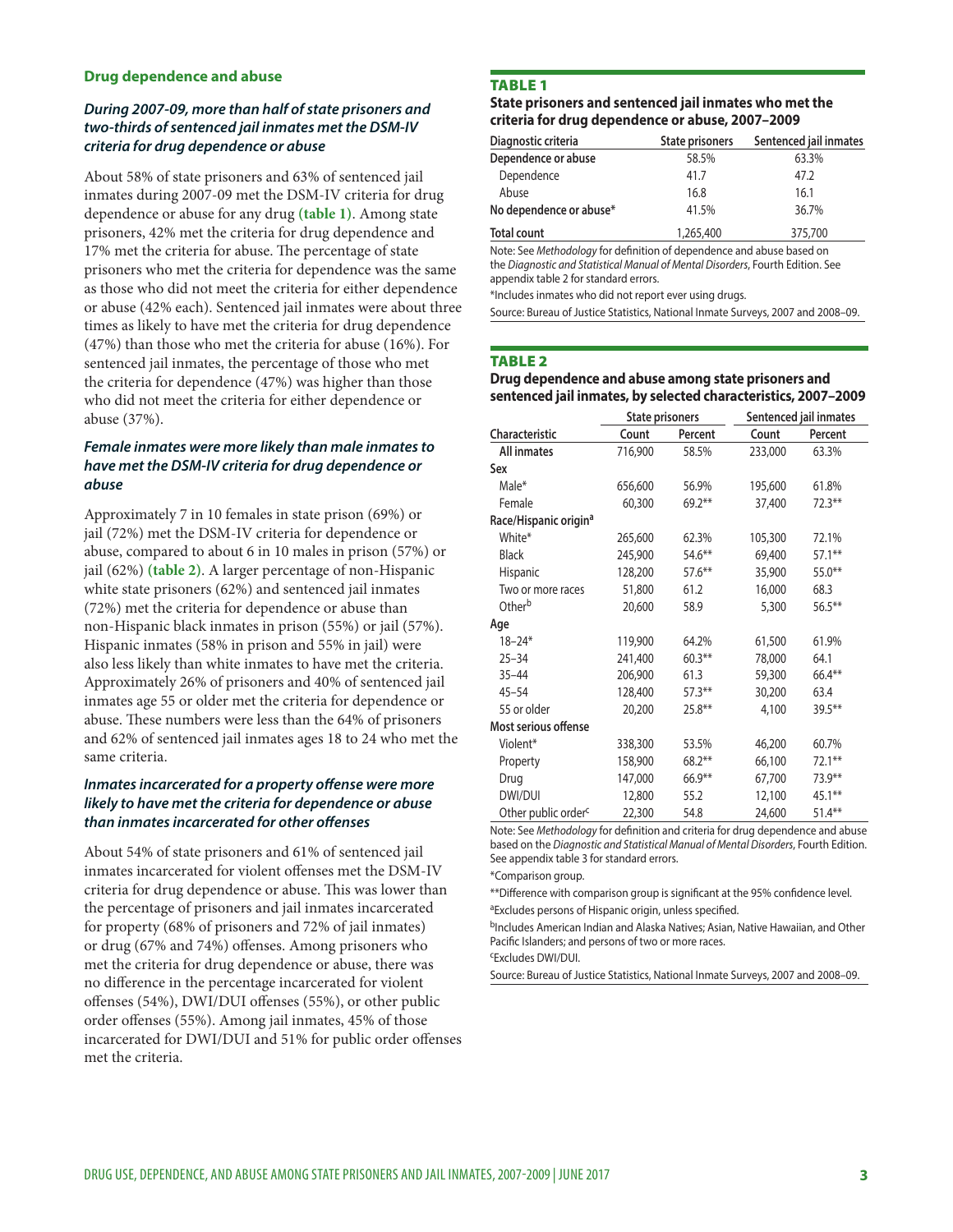## Drug dependence and abuse

### *During 2007-09, more than half of state prisoners and two-thirds of sentenced jail inmates met the DSM-IV criteria for drug dependence or abuse*

About 58% of state prisoners and 63% of sentenced jail inmates during 2007-09 met the DSM-IV criteria for drug dependence or abuse for any drug (**table 1**). Among state prisoners, 42% met the criteria for drug dependence and 17% met the criteria for abuse. The percentage of state prisoners who met the criteria for dependence was the same as those who did not meet the criteria for either dependence or abuse (42% each). Sentenced jail inmates were about three times as likely to have met the criteria for drug dependence (47%) than those who met the criteria for abuse (16%). For sentenced jail inmates, the percentage of those who met the criteria for dependence (47%) was higher than those who did not meet the criteria for either dependence or abuse (37%).

### *Female inmates were more likely than male inmates to have met the DSM-IV criteria for drug dependence or abuse*

Approximately 7 in 10 females in state prison (69%) or jail (72%) met the DSM-IV criteria for dependence or abuse, compared to about 6 in 10 males in prison (57%) or jail (62%) (**table 2**). A larger percentage of non-Hispanic white state prisoners (62%) and sentenced jail inmates (72%) met the criteria for dependence or abuse than non-Hispanic black inmates in prison (55%) or jail (57%). Hispanic inmates (58% in prison and 55% in jail) were also less likely than white inmates to have met the criteria. Approximately 26% of prisoners and 40% of sentenced jail inmates age 55 or older met the criteria for dependence or abuse. These numbers were less than the 64% of prisoners and 62% of sentenced jail inmates ages 18 to 24 who met the same criteria.

### *Inmates incarcerated for a property offense were more likely to have met the criteria for dependence or abuse than inmates incarcerated for other offenses*

About 54% of state prisoners and 61% of sentenced jail inmates incarcerated for violent offenses met the DSM-IV criteria for drug dependence or abuse. This was lower than the percentage of prisoners and jail inmates incarcerated for property (68% of prisoners and 72% of jail inmates) or drug (67% and 74%) offenses. Among prisoners who met the criteria for drug dependence or abuse, there was no difference in the percentage incarcerated for violent offenses (54%), DWI/DUI offenses (55%), or other public order offenses (55%). Among jail inmates, 45% of those incarcerated for DWI/DUI and 51% for public order offenses met the criteria.

**TABLE 1**
**State prisoners and sentenced jail inmates who met the criteria for drug dependence or abuse, 2007–2009**

| Diagnostic criteria | State prisoners | Sentenced jail inmates |
|---|---|---|
| Dependence or abuse | 58.5% | 63.3% |
| Dependence | 41.7 | 47.2 |
| Abuse | 16.8 | 16.1 |
| No dependence or abuse* | 41.5% | 36.7% |
| Total count | 1,265,400 | 375,700 |

Note: See *Methodology* for definition of dependence and abuse based on the *Diagnostic and Statistical Manual of Mental Disorders*, Fourth Edition. See appendix table 2 for standard errors.

*Includes inmates who did not report ever using drugs.

Source: Bureau of Justice Statistics, National Inmate Surveys, 2007 and 2008–09.

**TABLE 2**
**Drug dependence and abuse among state prisoners and sentenced jail inmates, by selected characteristics, 2007–2009**

| | State prisoners | | Sentenced jail inmates | |
|---|---|---|---|---|
| Characteristic | Count | Percent | Count | Percent |
| All inmates | 716,900 | 58.5% | 233,000 | 63.3% |
| **Sex** | | | | |
| Male* | 656,600 | 56.9% | 195,600 | 61.8% |
| Female | 60,300 | 69.2** | 37,400 | 72.3** |
| **Race/Hispanic origin[a]** | | | | |
| White* | 265,600 | 62.3% | 105,300 | 72.1% |
| Black | 245,900 | 54.6** | 69,400 | 57.1** |
| Hispanic | 128,200 | 57.6** | 35,900 | 55.0** |
| Two or more races | 51,800 | 61.2 | 16,000 | 68.3 |
| Other[b] | 20,600 | 58.9 | 5,300 | 56.5** |
| **Age** | | | | |
| 18–24* | 119,900 | 64.2% | 61,500 | 61.9% |
| 25–34 | 241,400 | 60.3** | 78,000 | 64.1 |
| 35–44 | 206,900 | 61.3 | 59,300 | 66.4** |
| 45–54 | 128,400 | 57.3** | 30,200 | 63.4 |
| 55 or older | 20,200 | 25.8** | 4,100 | 39.5** |
| **Most serious offense** | | | | |
| Violent* | 338,300 | 53.5% | 46,200 | 60.7% |
| Property | 158,900 | 68.2** | 66,100 | 72.1** |
| Drug | 147,000 | 66.9** | 67,700 | 73.9** |
| DWI/DUI | 12,800 | 55.2 | 12,100 | 45.1** |
| Other public order[c] | 22,300 | 54.8 | 24,600 | 51.4** |

Note: See *Methodology* for definition and criteria for drug dependence and abuse based on the *Diagnostic and Statistical Manual of Mental Disorders*, Fourth Edition. See appendix table 3 for standard errors.

*Comparison group.

**Difference with comparison group is significant at the 95% confidence level.

[a]Excludes persons of Hispanic origin, unless specified.

[b]Includes American Indian and Alaska Natives; Asian, Native Hawaiian, and Other Pacific Islanders; and persons of two or more races.

[c]Excludes DWI/DUI.

Source: Bureau of Justice Statistics, National Inmate Surveys, 2007 and 2008–09.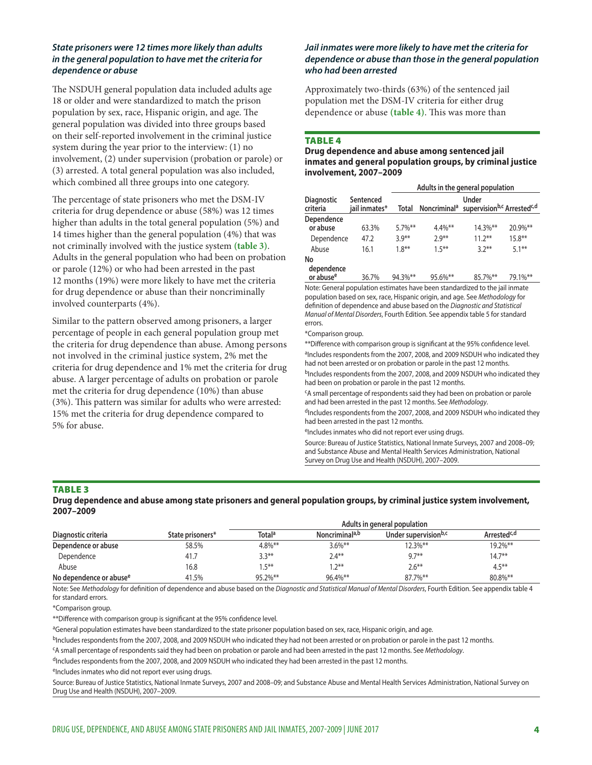### *State prisoners were 12 times more likely than adults in the general population to have met the criteria for dependence or abuse*

The NSDUH general population data included adults age 18 or older and were standardized to match the prison population by sex, race, Hispanic origin, and age. The general population was divided into three groups based on their self-reported involvement in the criminal justice system during the year prior to the interview: (1) no involvement, (2) under supervision (probation or parole) or (3) arrested. A total general population was also included, which combined all three groups into one category.

The percentage of state prisoners who met the DSM-IV criteria for drug dependence or abuse (58%) was 12 times higher than adults in the total general population (5%) and 14 times higher than the general population (4%) that was not criminally involved with the justice system **(table 3)**. Adults in the general population who had been on probation or parole (12%) or who had been arrested in the past 12 months (19%) were more likely to have met the criteria for drug dependence or abuse than their noncriminally involved counterparts (4%).

Similar to the pattern observed among prisoners, a larger percentage of people in each general population group met the criteria for drug dependence than abuse. Among persons not involved in the criminal justice system, 2% met the criteria for drug dependence and 1% met the criteria for drug abuse. A larger percentage of adults on probation or parole met the criteria for drug dependence (10%) than abuse (3%). This pattern was similar for adults who were arrested: 15% met the criteria for drug dependence compared to 5% for abuse.

### *Jail inmates were more likely to have met the criteria for dependence or abuse than those in the general population who had been arrested*

Approximately two-thirds (63%) of the sentenced jail population met the DSM-IV criteria for either drug dependence or abuse **(table 4)**. This was more than

**TABLE 4**

**Drug dependence and abuse among sentenced jail inmates and general population groups, by criminal justice involvement, 2007–2009**

| | | Adults in the general population | | | |
|---|---|---|---|---|---|
| Diagnostic criteria | Sentenced jail inmates* | Total | Noncriminal[a] | Under supervision[b,c] | Arrested[c,d] |
| **Dependence or abuse** | 63.3% | 5.7%** | 4.4%** | 14.3%** | 20.9%** |
| Dependence | 47.2 | 3.9** | 2.9** | 11.2** | 15.8** |
| Abuse | 16.1 | 1.8** | 1.5** | 3.2** | 5.1** |
| **No dependence or abuse[e]** | 36.7% | 94.3%** | 95.6%** | 85.7%** | 79.1%** |

Note: General population estimates have been standardized to the jail inmate population based on sex, race, Hispanic origin, and age. See *Methodology* for definition of dependence and abuse based on the *Diagnostic and Statistical Manual of Mental Disorders*, Fourth Edition. See appendix table 5 for standard errors.

*Comparison group.

**Difference with comparison group is significant at the 95% confidence level.

[a]Includes respondents from the 2007, 2008, and 2009 NSDUH who indicated they had not been arrested or on probation or parole in the past 12 months.

[b]Includes respondents from the 2007, 2008, and 2009 NSDUH who indicated they had been on probation or parole in the past 12 months.

[c]A small percentage of respondents said they had been on probation or parole and had been arrested in the past 12 months. See *Methodology*.

[d]Includes respondents from the 2007, 2008, and 2009 NSDUH who indicated they had been arrested in the past 12 months.

[e]Includes inmates who did not report ever using drugs.

Source: Bureau of Justice Statistics, National Inmate Surveys, 2007 and 2008–09; and Substance Abuse and Mental Health Services Administration, National Survey on Drug Use and Health (NSDUH), 2007–2009.

**TABLE 3**

**Drug dependence and abuse among state prisoners and general population groups, by criminal justice system involvement, 2007–2009**

| | | Adults in general population | | | |
|---|---|---|---|---|---|
| Diagnostic criteria | State prisoners* | Total[a] | Noncriminal[a,b] | Under supervision[b,c] | Arrested[c,d] |
| **Dependence or abuse** | 58.5% | 4.8%** | 3.6%** | 12.3%** | 19.2%** |
| Dependence | 41.7 | 3.3** | 2.4** | 9.7** | 14.7** |
| Abuse | 16.8 | 1.5** | 1.2** | 2.6** | 4.5** |
| **No dependence or abuse[e]** | 41.5% | 95.2%** | 96.4%** | 87.7%** | 80.8%** |

Note: See *Methodology* for definition of dependence and abuse based on the *Diagnostic and Statistical Manual of Mental Disorders*, Fourth Edition. See appendix table 4 for standard errors.

*Comparison group.

**Difference with comparison group is significant at the 95% confidence level.

[a]General population estimates have been standardized to the state prisoner population based on sex, race, Hispanic origin, and age.

[b]Includes respondents from the 2007, 2008, and 2009 NSDUH who indicated they had not been arrested or on probation or parole in the past 12 months.

[c]A small percentage of respondents said they had been on probation or parole and had been arrested in the past 12 months. See *Methodology*.

[d]Includes respondents from the 2007, 2008, and 2009 NSDUH who indicated they had been arrested in the past 12 months.

[e]Includes inmates who did not report ever using drugs.

Source: Bureau of Justice Statistics, National Inmate Surveys, 2007 and 2008–09; and Substance Abuse and Mental Health Services Administration, National Survey on Drug Use and Health (NSDUH), 2007–2009.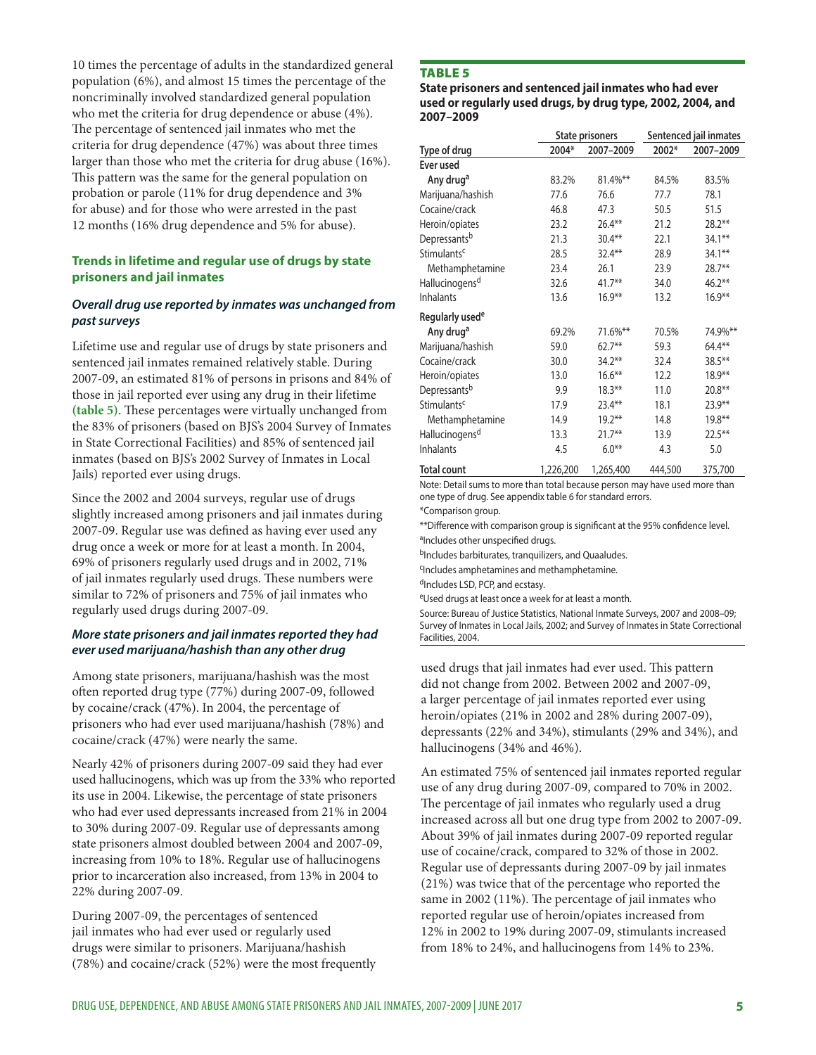10 times the percentage of adults in the standardized general population (6%), and almost 15 times the percentage of the noncriminally involved standardized general population who met the criteria for drug dependence or abuse (4%). The percentage of sentenced jail inmates who met the criteria for drug dependence (47%) was about three times larger than those who met the criteria for drug abuse (16%). This pattern was the same for the general population on probation or parole (11% for drug dependence and 3% for abuse) and for those who were arrested in the past 12 months (16% drug dependence and 5% for abuse).

## Trends in lifetime and regular use of drugs by state prisoners and jail inmates

### *Overall drug use reported by inmates was unchanged from past surveys*

Lifetime use and regular use of drugs by state prisoners and sentenced jail inmates remained relatively stable. During 2007-09, an estimated 81% of persons in prisons and 84% of those in jail reported ever using any drug in their lifetime **(table 5)**. These percentages were virtually unchanged from the 83% of prisoners (based on BJS's 2004 Survey of Inmates in State Correctional Facilities) and 85% of sentenced jail inmates (based on BJS's 2002 Survey of Inmates in Local Jails) reported ever using drugs.

Since the 2002 and 2004 surveys, regular use of drugs slightly increased among prisoners and jail inmates during 2007-09. Regular use was defined as having ever used any drug once a week or more for at least a month. In 2004, 69% of prisoners regularly used drugs and in 2002, 71% of jail inmates regularly used drugs. These numbers were similar to 72% of prisoners and 75% of jail inmates who regularly used drugs during 2007-09.

### *More state prisoners and jail inmates reported they had ever used marijuana/hashish than any other drug*

Among state prisoners, marijuana/hashish was the most often reported drug type (77%) during 2007-09, followed by cocaine/crack (47%). In 2004, the percentage of prisoners who had ever used marijuana/hashish (78%) and cocaine/crack (47%) were nearly the same.

Nearly 42% of prisoners during 2007-09 said they had ever used hallucinogens, which was up from the 33% who reported its use in 2004. Likewise, the percentage of state prisoners who had ever used depressants increased from 21% in 2004 to 30% during 2007-09. Regular use of depressants among state prisoners almost doubled between 2004 and 2007-09, increasing from 10% to 18%. Regular use of hallucinogens prior to incarceration also increased, from 13% in 2004 to 22% during 2007-09.

During 2007-09, the percentages of sentenced jail inmates who had ever used or regularly used drugs were similar to prisoners. Marijuana/hashish (78%) and cocaine/crack (52%) were the most frequently used drugs that jail inmates had ever used. This pattern did not change from 2002. Between 2002 and 2007-09, a larger percentage of jail inmates reported ever using heroin/opiates (21% in 2002 and 28% during 2007-09), depressants (22% and 34%), stimulants (29% and 34%), and hallucinogens (34% and 46%).

An estimated 75% of sentenced jail inmates reported regular use of any drug during 2007-09, compared to 70% in 2002. The percentage of jail inmates who regularly used a drug increased across all but one drug type from 2002 to 2007-09. About 39% of jail inmates during 2007-09 reported regular use of cocaine/crack, compared to 32% of those in 2002. Regular use of depressants during 2007-09 by jail inmates (21%) was twice that of the percentage who reported the same in 2002 (11%). The percentage of jail inmates who reported regular use of heroin/opiates increased from 12% in 2002 to 19% during 2007-09, stimulants increased from 18% to 24%, and hallucinogens from 14% to 23%.

**TABLE 5**

**State prisoners and sentenced jail inmates who had ever used or regularly used drugs, by drug type, 2002, 2004, and 2007–2009**

| | State prisoners | | Sentenced jail inmates | |
|---|---|---|---|---|
| Type of drug | 2004* | 2007–2009 | 2002* | 2007–2009 |
| **Ever used** | | | | |
| **Any drug[a]** | 83.2% | 81.4%** | 84.5% | 83.5% |
| Marijuana/hashish | 77.6 | 76.6 | 77.7 | 78.1 |
| Cocaine/crack | 46.8 | 47.3 | 50.5 | 51.5 |
| Heroin/opiates | 23.2 | 26.4** | 21.2 | 28.2** |
| Depressants[b] | 21.3 | 30.4** | 22.1 | 34.1** |
| Stimulants[c] | 28.5 | 32.4** | 28.9 | 34.1** |
| Methamphetamine | 23.4 | 26.1 | 23.9 | 28.7** |
| Hallucinogens[d] | 32.6 | 41.7** | 34.0 | 46.2** |
| Inhalants | 13.6 | 16.9** | 13.2 | 16.9** |
| **Regularly used[e]** | | | | |
| **Any drug[a]** | 69.2% | 71.6%** | 70.5% | 74.9%** |
| Marijuana/hashish | 59.0 | 62.7** | 59.3 | 64.4** |
| Cocaine/crack | 30.0 | 34.2** | 32.4 | 38.5** |
| Heroin/opiates | 13.0 | 16.6** | 12.2 | 18.9** |
| Depressants[b] | 9.9 | 18.3** | 11.0 | 20.8** |
| Stimulants[c] | 17.9 | 23.4** | 18.1 | 23.9** |
| Methamphetamine | 14.9 | 19.2** | 14.8 | 19.8** |
| Hallucinogens[d] | 13.3 | 21.7** | 13.9 | 22.5** |
| Inhalants | 4.5 | 6.0** | 4.3 | 5.0 |
| **Total count** | 1,226,200 | 1,265,400 | 444,500 | 375,700 |

Note: Detail sums to more than total because person may have used more than one type of drug. See appendix table 6 for standard errors.

*Comparison group.

**Difference with comparison group is significant at the 95% confidence level.

[a]Includes other unspecified drugs.

[b]Includes barbiturates, tranquilizers, and Quaaludes.

[c]Includes amphetamines and methamphetamine.

[d]Includes LSD, PCP, and ecstasy.

[e]Used drugs at least once a week for at least a month.

Source: Bureau of Justice Statistics, National Inmate Surveys, 2007 and 2008–09; Survey of Inmates in Local Jails, 2002; and Survey of Inmates in State Correctional Facilities, 2004.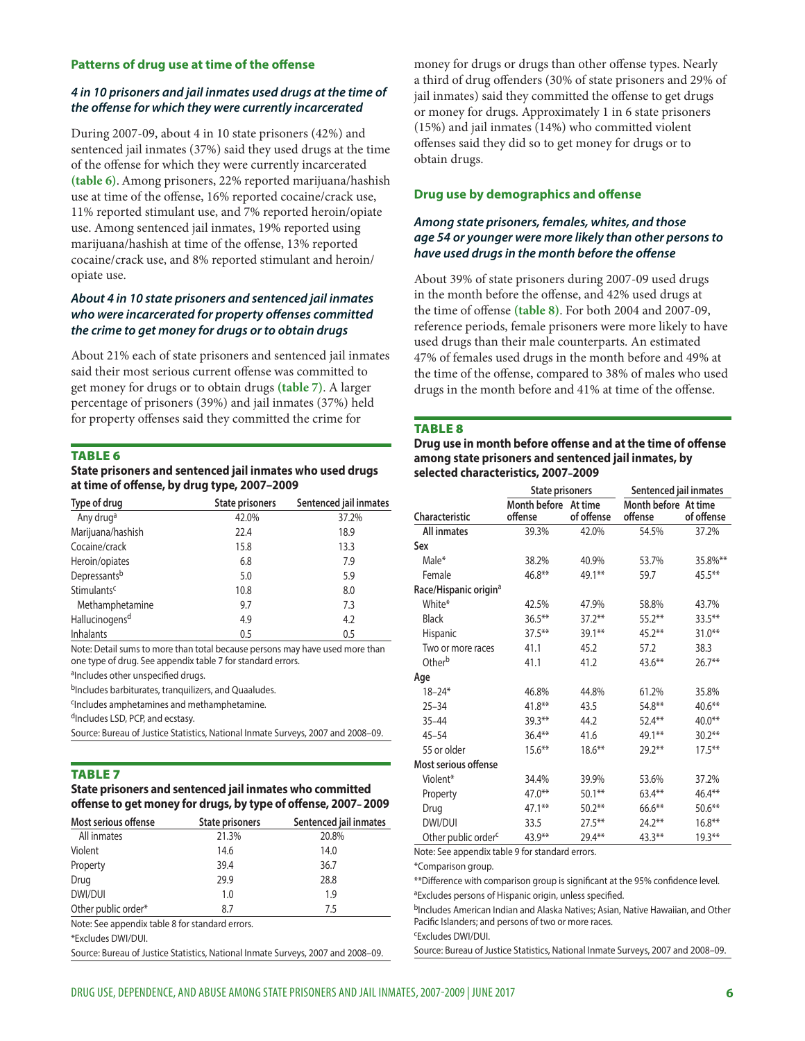### Patterns of drug use at time of the offense

#### *4 in 10 prisoners and jail inmates used drugs at the time of the offense for which they were currently incarcerated*

During 2007-09, about 4 in 10 state prisoners (42%) and sentenced jail inmates (37%) said they used drugs at the time of the offense for which they were currently incarcerated **(table 6)**. Among prisoners, 22% reported marijuana/hashish use at time of the offense, 16% reported cocaine/crack use, 11% reported stimulant use, and 7% reported heroin/opiate use. Among sentenced jail inmates, 19% reported using marijuana/hashish at time of the offense, 13% reported cocaine/crack use, and 8% reported stimulant and heroin/opiate use.

#### *About 4 in 10 state prisoners and sentenced jail inmates who were incarcerated for property offenses committed the crime to get money for drugs or to obtain drugs*

About 21% each of state prisoners and sentenced jail inmates said their most serious current offense was committed to get money for drugs or to obtain drugs **(table 7)**. A larger percentage of prisoners (39%) and jail inmates (37%) held for property offenses said they committed the crime for money for drugs or drugs than other offense types. Nearly a third of drug offenders (30% of state prisoners and 29% of jail inmates) said they committed the offense to get drugs or money for drugs. Approximately 1 in 6 state prisoners (15%) and jail inmates (14%) who committed violent offenses said they did so to get money for drugs or to obtain drugs.

**TABLE 6**
**State prisoners and sentenced jail inmates who used drugs at time of offense, by drug type, 2007–2009**

| Type of drug | State prisoners | Sentenced jail inmates |
|---|---|---|
| Any drug[a] | 42.0% | 37.2% |
| Marijuana/hashish | 22.4 | 18.9 |
| Cocaine/crack | 15.8 | 13.3 |
| Heroin/opiates | 6.8 | 7.9 |
| Depressants[b] | 5.0 | 5.9 |
| Stimulants[c] | 10.8 | 8.0 |
| Methamphetamine | 9.7 | 7.3 |
| Hallucinogens[d] | 4.9 | 4.2 |
| Inhalants | 0.5 | 0.5 |

Note: Detail sums to more than total because persons may have used more than one type of drug. See appendix table 7 for standard errors.

[a]Includes other unspecified drugs.

[b]Includes barbiturates, tranquilizers, and Quaaludes.

[c]Includes amphetamines and methamphetamine.

[d]Includes LSD, PCP, and ecstasy.

Source: Bureau of Justice Statistics, National Inmate Surveys, 2007 and 2008–09.

**TABLE 7**
**State prisoners and sentenced jail inmates who committed offense to get money for drugs, by type of offense, 2007–2009**

| Most serious offense | State prisoners | Sentenced jail inmates |
|---|---|---|
| All inmates | 21.3% | 20.8% |
| Violent | 14.6 | 14.0 |
| Property | 39.4 | 36.7 |
| Drug | 29.9 | 28.8 |
| DWI/DUI | 1.0 | 1.9 |
| Other public order* | 8.7 | 7.5 |

Note: See appendix table 8 for standard errors.

*Excludes DWI/DUI.

Source: Bureau of Justice Statistics, National Inmate Surveys, 2007 and 2008–09.

### Drug use by demographics and offense

#### *Among state prisoners, females, whites, and those age 54 or younger were more likely than other persons to have used drugs in the month before the offense*

About 39% of state prisoners during 2007-09 used drugs in the month before the offense, and 42% used drugs at the time of offense **(table 8)**. For both 2004 and 2007-09, reference periods, female prisoners were more likely to have used drugs than their male counterparts. An estimated 47% of females used drugs in the month before and 49% at the time of the offense, compared to 38% of males who used drugs in the month before and 41% at time of the offense.

**TABLE 8**
**Drug use in month before offense and at the time of offense among state prisoners and sentenced jail inmates, by selected characteristics, 2007–2009**

| | State prisoners | | Sentenced jail inmates | |
|---|---|---|---|---|
| Characteristic | Month before offense | At time of offense | Month before offense | At time of offense |
| All inmates | 39.3% | 42.0% | 54.5% | 37.2% |
| **Sex** | | | | |
| Male* | 38.2% | 40.9% | 53.7% | 35.8%** |
| Female | 46.8** | 49.1** | 59.7 | 45.5** |
| **Race/Hispanic origin[a]** | | | | |
| White* | 42.5% | 47.9% | 58.8% | 43.7% |
| Black | 36.5** | 37.2** | 55.2** | 33.5** |
| Hispanic | 37.5** | 39.1** | 45.2** | 31.0** |
| Two or more races | 41.1 | 45.2 | 57.2 | 38.3 |
| Other[b] | 41.1 | 41.2 | 43.6** | 26.7** |
| **Age** | | | | |
| 18–24* | 46.8% | 44.8% | 61.2% | 35.8% |
| 25–34 | 41.8** | 43.5 | 54.8** | 40.6** |
| 35–44 | 39.3** | 44.2 | 52.4** | 40.0** |
| 45–54 | 36.4** | 41.6 | 49.1** | 30.2** |
| 55 or older | 15.6** | 18.6** | 29.2** | 17.5** |
| **Most serious offense** | | | | |
| Violent* | 34.4% | 39.9% | 53.6% | 37.2% |
| Property | 47.0** | 50.1** | 63.4** | 46.4** |
| Drug | 47.1** | 50.2** | 66.6** | 50.6** |
| DWI/DUI | 33.5 | 27.5** | 24.2** | 16.8** |
| Other public order[c] | 43.9** | 29.4** | 43.3** | 19.3** |

Note: See appendix table 9 for standard errors.

*Comparison group.

**Difference with comparison group is significant at the 95% confidence level.

[a]Excludes persons of Hispanic origin, unless specified.

[b]Includes American Indian and Alaska Natives; Asian, Native Hawaiian, and Other Pacific Islanders; and persons of two or more races.

[c]Excludes DWI/DUI.

Source: Bureau of Justice Statistics, National Inmate Surveys, 2007 and 2008–09.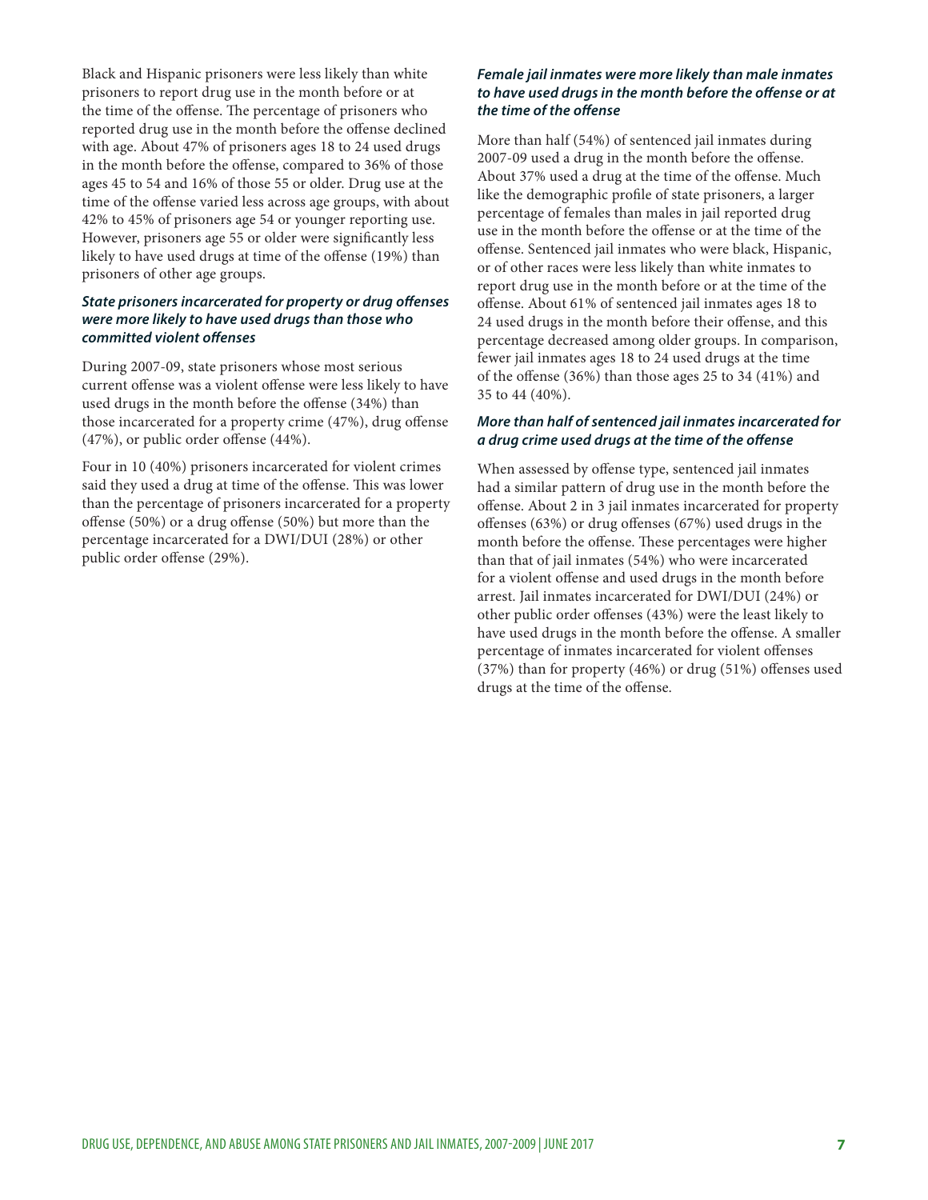Black and Hispanic prisoners were less likely than white prisoners to report drug use in the month before or at the time of the offense. The percentage of prisoners who reported drug use in the month before the offense declined with age. About 47% of prisoners ages 18 to 24 used drugs in the month before the offense, compared to 36% of those ages 45 to 54 and 16% of those 55 or older. Drug use at the time of the offense varied less across age groups, with about 42% to 45% of prisoners age 54 or younger reporting use. However, prisoners age 55 or older were significantly less likely to have used drugs at time of the offense (19%) than prisoners of other age groups.

### *State prisoners incarcerated for property or drug offenses were more likely to have used drugs than those who committed violent offenses*

During 2007-09, state prisoners whose most serious current offense was a violent offense were less likely to have used drugs in the month before the offense (34%) than those incarcerated for a property crime (47%), drug offense (47%), or public order offense (44%).

Four in 10 (40%) prisoners incarcerated for violent crimes said they used a drug at time of the offense. This was lower than the percentage of prisoners incarcerated for a property offense (50%) or a drug offense (50%) but more than the percentage incarcerated for a DWI/DUI (28%) or other public order offense (29%).

### *Female jail inmates were more likely than male inmates to have used drugs in the month before the offense or at the time of the offense*

More than half (54%) of sentenced jail inmates during 2007-09 used a drug in the month before the offense. About 37% used a drug at the time of the offense. Much like the demographic profile of state prisoners, a larger percentage of females than males in jail reported drug use in the month before the offense or at the time of the offense. Sentenced jail inmates who were black, Hispanic, or of other races were less likely than white inmates to report drug use in the month before or at the time of the offense. About 61% of sentenced jail inmates ages 18 to 24 used drugs in the month before their offense, and this percentage decreased among older groups. In comparison, fewer jail inmates ages 18 to 24 used drugs at the time of the offense (36%) than those ages 25 to 34 (41%) and 35 to 44 (40%).

### *More than half of sentenced jail inmates incarcerated for a drug crime used drugs at the time of the offense*

When assessed by offense type, sentenced jail inmates had a similar pattern of drug use in the month before the offense. About 2 in 3 jail inmates incarcerated for property offenses (63%) or drug offenses (67%) used drugs in the month before the offense. These percentages were higher than that of jail inmates (54%) who were incarcerated for a violent offense and used drugs in the month before arrest. Jail inmates incarcerated for DWI/DUI (24%) or other public order offenses (43%) were the least likely to have used drugs in the month before the offense. A smaller percentage of inmates incarcerated for violent offenses (37%) than for property (46%) or drug (51%) offenses used drugs at the time of the offense.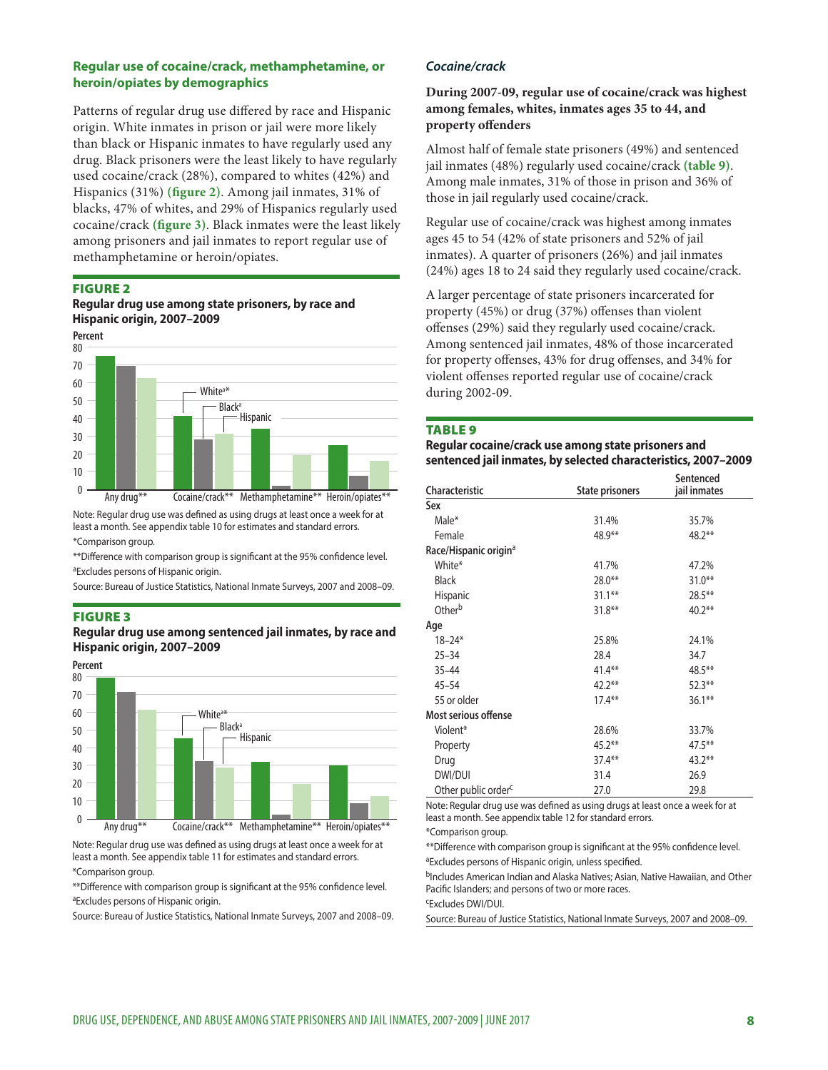### Regular use of cocaine/crack, methamphetamine, or heroin/opiates by demographics

Patterns of regular drug use differed by race and Hispanic origin. White inmates in prison or jail were more likely than black or Hispanic inmates to have regularly used any drug. Black prisoners were the least likely to have regularly used cocaine/crack (28%), compared to whites (42%) and Hispanics (31%) (**figure 2**). Among jail inmates, 31% of blacks, 47% of whites, and 29% of Hispanics regularly used cocaine/crack (**figure 3**). Black inmates were the least likely among prisoners and jail inmates to report regular use of methamphetamine or heroin/opiates.

**FIGURE 2**

**Regular drug use among state prisoners, by race and Hispanic origin, 2007–2009**

Percent

| | White[a]* | Black[a] | Hispanic |
|---|---|---|---|
| Any drug** | | | |
| Cocaine/crack** | | | |
| Methamphetamine** | | | |
| Heroin/opiates** | | | |

Note: Regular drug use was defined as using drugs at least once a week for at least a month. See appendix table 10 for estimates and standard errors.

*Comparison group.

**Difference with comparison group is significant at the 95% confidence level.

[a]Excludes persons of Hispanic origin.

Source: Bureau of Justice Statistics, National Inmate Surveys, 2007 and 2008–09.

**FIGURE 3**

**Regular drug use among sentenced jail inmates, by race and Hispanic origin, 2007–2009**

Percent

| | White[a]* | Black[a] | Hispanic |
|---|---|---|---|
| Any drug** | | | |
| Cocaine/crack** | | | |
| Methamphetamine** | | | |
| Heroin/opiates** | | | |

Note: Regular drug use was defined as using drugs at least once a week for at least a month. See appendix table 11 for estimates and standard errors.

*Comparison group.

**Difference with comparison group is significant at the 95% confidence level.

[a]Excludes persons of Hispanic origin.

Source: Bureau of Justice Statistics, National Inmate Surveys, 2007 and 2008–09.

### *Cocaine/crack*

**During 2007-09, regular use of cocaine/crack was highest among females, whites, inmates ages 35 to 44, and property offenders**

Almost half of female state prisoners (49%) and sentenced jail inmates (48%) regularly used cocaine/crack (**table 9**). Among male inmates, 31% of those in prison and 36% of those in jail regularly used cocaine/crack.

Regular use of cocaine/crack was highest among inmates ages 45 to 54 (42% of state prisoners and 52% of jail inmates). A quarter of prisoners (26%) and jail inmates (24%) ages 18 to 24 said they regularly used cocaine/crack.

A larger percentage of state prisoners incarcerated for property (45%) or drug (37%) offenses than violent offenses (29%) said they regularly used cocaine/crack. Among sentenced jail inmates, 48% of those incarcerated for property offenses, 43% for drug offenses, and 34% for violent offenses reported regular use of cocaine/crack during 2002-09.

**TABLE 9**

**Regular cocaine/crack use among state prisoners and sentenced jail inmates, by selected characteristics, 2007–2009**

| Characteristic | State prisoners | Sentenced jail inmates |
|---|---|---|
| **Sex** | | |
| Male* | 31.4% | 35.7% |
| Female | 48.9** | 48.2** |
| **Race/Hispanic origin[a]** | | |
| White* | 41.7% | 47.2% |
| Black | 28.0** | 31.0** |
| Hispanic | 31.1** | 28.5** |
| Other[b] | 31.8** | 40.2** |
| **Age** | | |
| 18–24* | 25.8% | 24.1% |
| 25–34 | 28.4 | 34.7 |
| 35–44 | 41.4** | 48.5** |
| 45–54 | 42.2** | 52.3** |
| 55 or older | 17.4** | 36.1** |
| **Most serious offense** | | |
| Violent* | 28.6% | 33.7% |
| Property | 45.2** | 47.5** |
| Drug | 37.4** | 43.2** |
| DWI/DUI | 31.4 | 26.9 |
| Other public order[c] | 27.0 | 29.8 |

Note: Regular drug use was defined as using drugs at least once a week for at least a month. See appendix table 12 for standard errors.

*Comparison group.

**Difference with comparison group is significant at the 95% confidence level.

[a]Excludes persons of Hispanic origin, unless specified.

[b]Includes American Indian and Alaska Natives; Asian, Native Hawaiian, and Other Pacific Islanders; and persons of two or more races.

[c]Excludes DWI/DUI.

Source: Bureau of Justice Statistics, National Inmate Surveys, 2007 and 2008–09.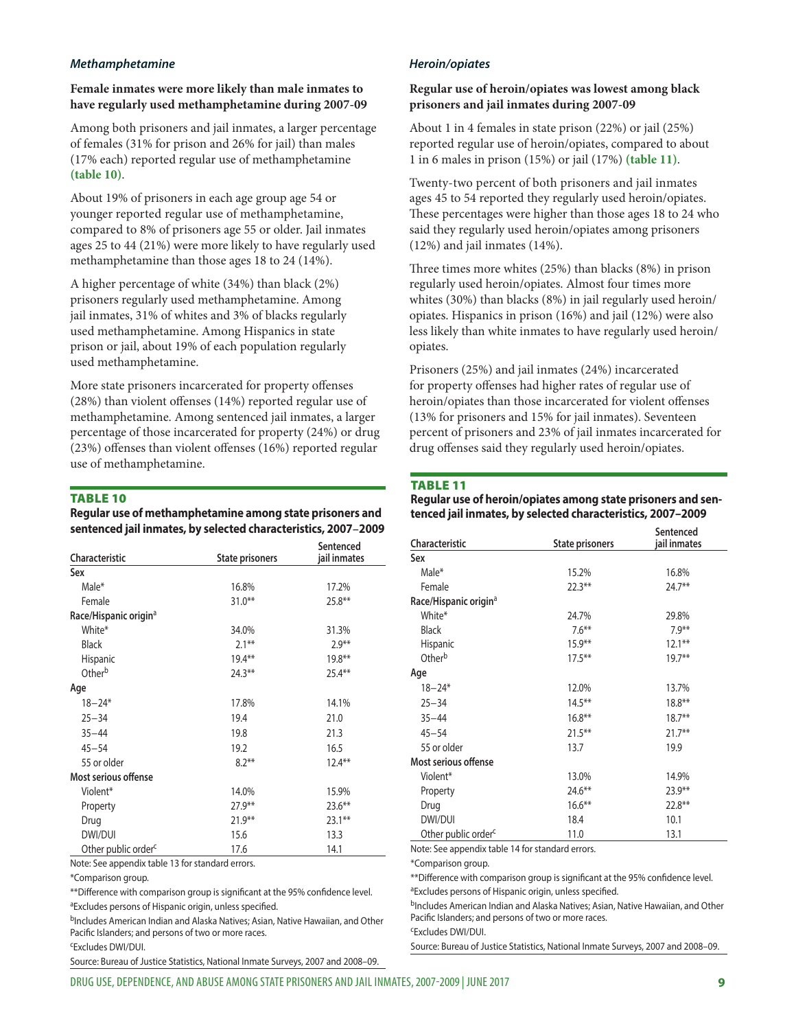### *Methamphetamine*

**Female inmates were more likely than male inmates to have regularly used methamphetamine during 2007-09**

Among both prisoners and jail inmates, a larger percentage of females (31% for prison and 26% for jail) than males (17% each) reported regular use of methamphetamine **(table 10)**.

About 19% of prisoners in each age group age 54 or younger reported regular use of methamphetamine, compared to 8% of prisoners age 55 or older. Jail inmates ages 25 to 44 (21%) were more likely to have regularly used methamphetamine than those ages 18 to 24 (14%).

A higher percentage of white (34%) than black (2%) prisoners regularly used methamphetamine. Among jail inmates, 31% of whites and 3% of blacks regularly used methamphetamine. Among Hispanics in state prison or jail, about 19% of each population regularly used methamphetamine.

More state prisoners incarcerated for property offenses (28%) than violent offenses (14%) reported regular use of methamphetamine. Among sentenced jail inmates, a larger percentage of those incarcerated for property (24%) or drug (23%) offenses than violent offenses (16%) reported regular use of methamphetamine.

**TABLE 10**

**Regular use of methamphetamine among state prisoners and sentenced jail inmates, by selected characteristics, 2007–2009**

| Characteristic | State prisoners | Sentenced jail inmates |
|---|---|---|
| **Sex** | | |
| Male* | 16.8% | 17.2% |
| Female | 31.0** | 25.8** |
| **Race/Hispanic origin[a]** | | |
| White* | 34.0% | 31.3% |
| Black | 2.1** | 2.9** |
| Hispanic | 19.4** | 19.8** |
| Other[b] | 24.3** | 25.4** |
| **Age** | | |
| 18–24* | 17.8% | 14.1% |
| 25–34 | 19.4 | 21.0 |
| 35–44 | 19.8 | 21.3 |
| 45–54 | 19.2 | 16.5 |
| 55 or older | 8.2** | 12.4** |
| **Most serious offense** | | |
| Violent* | 14.0% | 15.9% |
| Property | 27.9** | 23.6** |
| Drug | 21.9** | 23.1** |
| DWI/DUI | 15.6 | 13.3 |
| Other public order[c] | 17.6 | 14.1 |

Note: See appendix table 13 for standard errors.

*Comparison group.

**Difference with comparison group is significant at the 95% confidence level.

[a]Excludes persons of Hispanic origin, unless specified.

[b]Includes American Indian and Alaska Natives; Asian, Native Hawaiian, and Other Pacific Islanders; and persons of two or more races.

[c]Excludes DWI/DUI.

Source: Bureau of Justice Statistics, National Inmate Surveys, 2007 and 2008–09.

### *Heroin/opiates*

**Regular use of heroin/opiates was lowest among black prisoners and jail inmates during 2007-09**

About 1 in 4 females in state prison (22%) or jail (25%) reported regular use of heroin/opiates, compared to about 1 in 6 males in prison (15%) or jail (17%) **(table 11)**.

Twenty-two percent of both prisoners and jail inmates ages 45 to 54 reported they regularly used heroin/opiates. These percentages were higher than those ages 18 to 24 who said they regularly used heroin/opiates among prisoners (12%) and jail inmates (14%).

Three times more whites (25%) than blacks (8%) in prison regularly used heroin/opiates. Almost four times more whites (30%) than blacks (8%) in jail regularly used heroin/opiates. Hispanics in prison (16%) and jail (12%) were also less likely than white inmates to have regularly used heroin/opiates.

Prisoners (25%) and jail inmates (24%) incarcerated for property offenses had higher rates of regular use of heroin/opiates than those incarcerated for violent offenses (13% for prisoners and 15% for jail inmates). Seventeen percent of prisoners and 23% of jail inmates incarcerated for drug offenses said they regularly used heroin/opiates.

**TABLE 11**

**Regular use of heroin/opiates among state prisoners and sentenced jail inmates, by selected characteristics, 2007–2009**

| Characteristic | State prisoners | Sentenced jail inmates |
|---|---|---|
| **Sex** | | |
| Male* | 15.2% | 16.8% |
| Female | 22.3** | 24.7** |
| **Race/Hispanic origin[a]** | | |
| White* | 24.7% | 29.8% |
| Black | 7.6** | 7.9** |
| Hispanic | 15.9** | 12.1** |
| Other[b] | 17.5** | 19.7** |
| **Age** | | |
| 18–24* | 12.0% | 13.7% |
| 25–34 | 14.5** | 18.8** |
| 35–44 | 16.8** | 18.7** |
| 45–54 | 21.5** | 21.7** |
| 55 or older | 13.7 | 19.9 |
| **Most serious offense** | | |
| Violent* | 13.0% | 14.9% |
| Property | 24.6** | 23.9** |
| Drug | 16.6** | 22.8** |
| DWI/DUI | 18.4 | 10.1 |
| Other public order[c] | 11.0 | 13.1 |

Note: See appendix table 14 for standard errors.

*Comparison group.

**Difference with comparison group is significant at the 95% confidence level.

[a]Excludes persons of Hispanic origin, unless specified.

[b]Includes American Indian and Alaska Natives; Asian, Native Hawaiian, and Other Pacific Islanders; and persons of two or more races.

[c]Excludes DWI/DUI.

Source: Bureau of Justice Statistics, National Inmate Surveys, 2007 and 2008–09.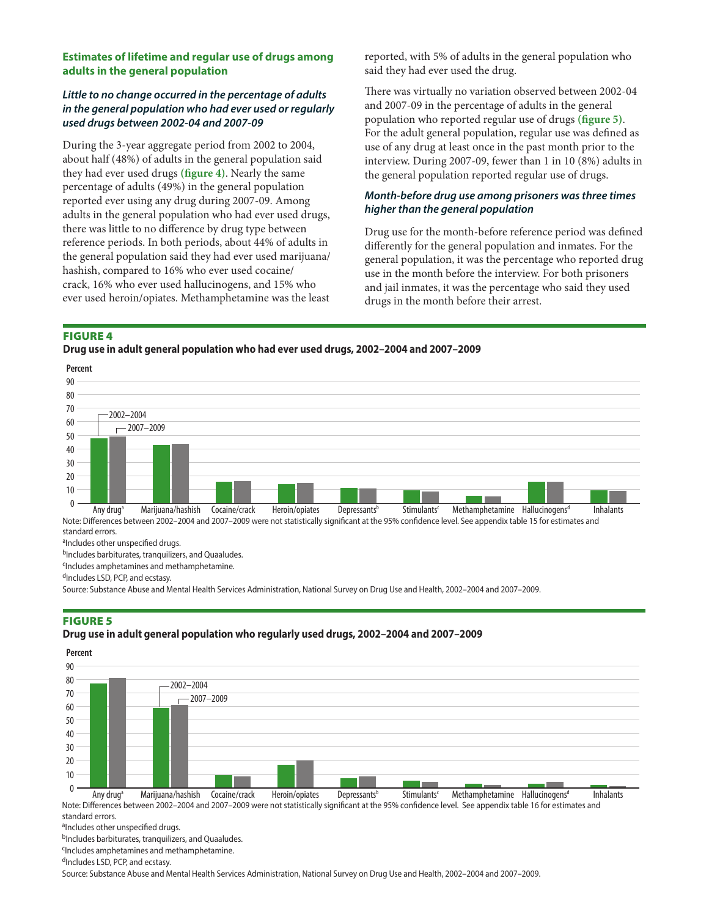### Estimates of lifetime and regular use of drugs among adults in the general population

#### *Little to no change occurred in the percentage of adults in the general population who had ever used or regularly used drugs between 2002-04 and 2007-09*

During the 3-year aggregate period from 2002 to 2004, about half (48%) of adults in the general population said they had ever used drugs **(figure 4)**. Nearly the same percentage of adults (49%) in the general population reported ever using any drug during 2007-09. Among adults in the general population who had ever used drugs, there was little to no difference by drug type between reference periods. In both periods, about 44% of adults in the general population said they had ever used marijuana/hashish, compared to 16% who ever used cocaine/crack, 16% who ever used hallucinogens, and 15% who ever used heroin/opiates. Methamphetamine was the least reported, with 5% of adults in the general population who said they had ever used the drug.

There was virtually no variation observed between 2002-04 and 2007-09 in the percentage of adults in the general population who reported regular use of drugs **(figure 5)**. For the adult general population, regular use was defined as use of any drug at least once in the past month prior to the interview. During 2007-09, fewer than 1 in 10 (8%) adults in the general population reported regular use of drugs.

#### *Month-before drug use among prisoners was three times higher than the general population*

Drug use for the month-before reference period was defined differently for the general population and inmates. For the general population, it was the percentage who reported drug use in the month before the interview. For both prisoners and jail inmates, it was the percentage who said they used drugs in the month before their arrest.

**FIGURE 4**

**Drug use in adult general population who had ever used drugs, 2002–2004 and 2007–2009**

Note: Differences between 2002–2004 and 2007–2009 were not statistically significant at the 95% confidence level. See appendix table 15 for estimates and standard errors.

[a]Includes other unspecified drugs.

[b]Includes barbiturates, tranquilizers, and Quaaludes.

[c]Includes amphetamines and methamphetamine.

[d]Includes LSD, PCP, and ecstasy.

Source: Substance Abuse and Mental Health Services Administration, National Survey on Drug Use and Health, 2002–2004 and 2007–2009.

**FIGURE 5**

**Drug use in adult general population who regularly used drugs, 2002–2004 and 2007–2009**

Note: Differences between 2002–2004 and 2007–2009 were not statistically significant at the 95% confidence level. See appendix table 16 for estimates and standard errors.

[a]Includes other unspecified drugs.

[b]Includes barbiturates, tranquilizers, and Quaaludes.

[c]Includes amphetamines and methamphetamine.

[d]Includes LSD, PCP, and ecstasy.

Source: Substance Abuse and Mental Health Services Administration, National Survey on Drug Use and Health, 2002–2004 and 2007–2009.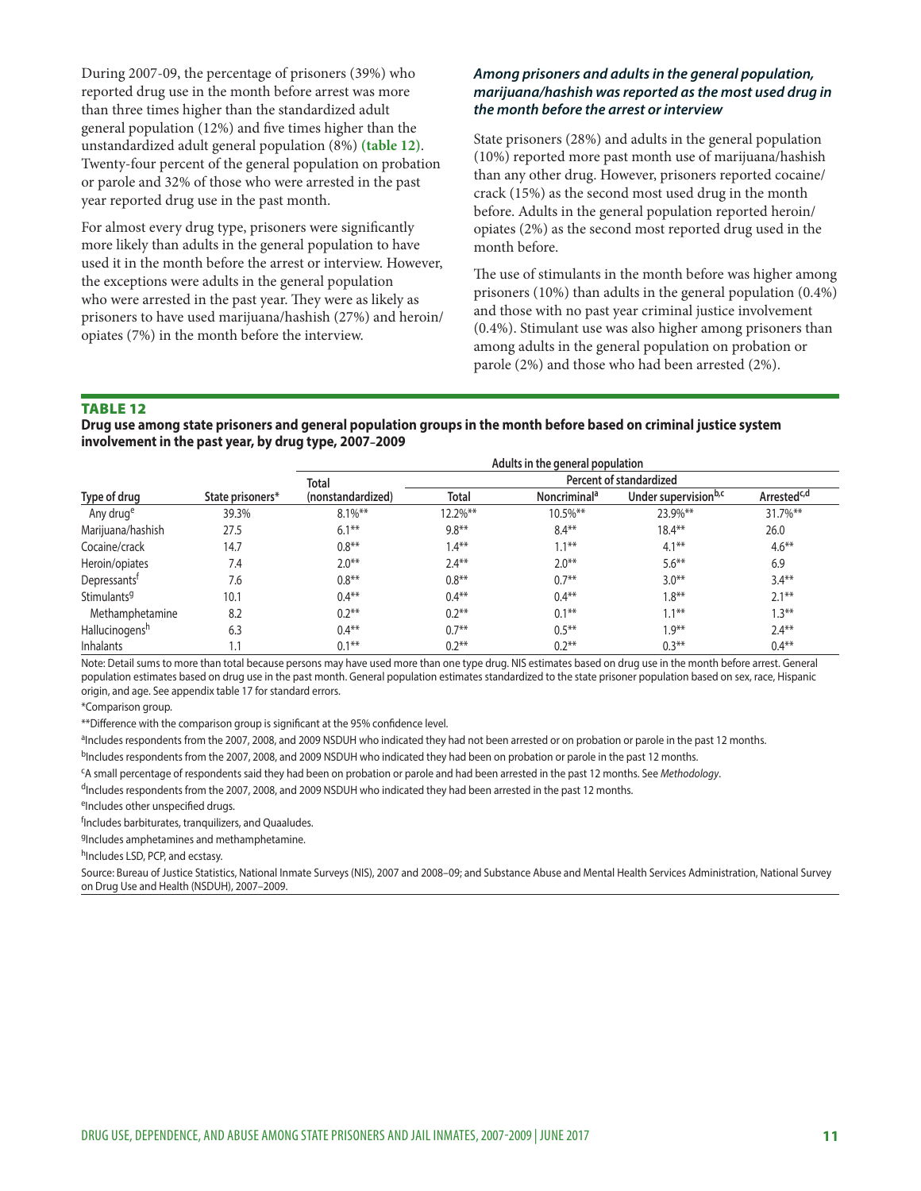During 2007-09, the percentage of prisoners (39%) who reported drug use in the month before arrest was more than three times higher than the standardized adult general population (12%) and five times higher than the unstandardized adult general population (8%) **(table 12)**. Twenty-four percent of the general population on probation or parole and 32% of those who were arrested in the past year reported drug use in the past month.

For almost every drug type, prisoners were significantly more likely than adults in the general population to have used it in the month before the arrest or interview. However, the exceptions were adults in the general population who were arrested in the past year. They were as likely as prisoners to have used marijuana/hashish (27%) and heroin/opiates (7%) in the month before the interview.

***Among prisoners and adults in the general population, marijuana/hashish was reported as the most used drug in the month before the arrest or interview***

State prisoners (28%) and adults in the general population (10%) reported more past month use of marijuana/hashish than any other drug. However, prisoners reported cocaine/crack (15%) as the second most used drug in the month before. Adults in the general population reported heroin/opiates (2%) as the second most reported drug used in the month before.

The use of stimulants in the month before was higher among prisoners (10%) than adults in the general population (0.4%) and those with no past year criminal justice involvement (0.4%). Stimulant use was also higher among prisoners than among adults in the general population on probation or parole (2%) and those who had been arrested (2%).

**TABLE 12**

**Drug use among state prisoners and general population groups in the month before based on criminal justice system involvement in the past year, by drug type, 2007–2009**

| | | Adults in the general population | | | | |
|---|---|---|---|---|---|---|
| | | Total | Percent of standardized | | | |
| Type of drug | State prisoners* | (nonstandardized) | Total | Noncriminal[a] | Under supervision[b,c] | Arrested[c,d] |
| Any drug[e] | 39.3% | 8.1%** | 12.2%** | 10.5%** | 23.9%** | 31.7%** |
| Marijuana/hashish | 27.5 | 6.1** | 9.8** | 8.4** | 18.4** | 26.0 |
| Cocaine/crack | 14.7 | 0.8** | 1.4** | 1.1** | 4.1** | 4.6** |
| Heroin/opiates | 7.4 | 2.0** | 2.4** | 2.0** | 5.6** | 6.9 |
| Depressants[f] | 7.6 | 0.8** | 0.8** | 0.7** | 3.0** | 3.4** |
| Stimulants[g] | 10.1 | 0.4** | 0.4** | 0.4** | 1.8** | 2.1** |
| Methamphetamine | 8.2 | 0.2** | 0.2** | 0.1** | 1.1** | 1.3** |
| Hallucinogens[h] | 6.3 | 0.4** | 0.7** | 0.5** | 1.9** | 2.4** |
| Inhalants | 1.1 | 0.1** | 0.2** | 0.2** | 0.3** | 0.4** |

Note: Detail sums to more than total because persons may have used more than one type drug. NIS estimates based on drug use in the month before arrest. General population estimates based on drug use in the past month. General population estimates standardized to the state prisoner population based on sex, race, Hispanic origin, and age. See appendix table 17 for standard errors.

*Comparison group.

**Difference with the comparison group is significant at the 95% confidence level.

[a]Includes respondents from the 2007, 2008, and 2009 NSDUH who indicated they had not been arrested or on probation or parole in the past 12 months.

[b]Includes respondents from the 2007, 2008, and 2009 NSDUH who indicated they had been on probation or parole in the past 12 months.

[c]A small percentage of respondents said they had been on probation or parole and had been arrested in the past 12 months. See *Methodology*.

[d]Includes respondents from the 2007, 2008, and 2009 NSDUH who indicated they had been arrested in the past 12 months.

[e]Includes other unspecified drugs.

[f]Includes barbiturates, tranquilizers, and Quaaludes.

[g]Includes amphetamines and methamphetamine.

[h]Includes LSD, PCP, and ecstasy.

Source: Bureau of Justice Statistics, National Inmate Surveys (NIS), 2007 and 2008–09; and Substance Abuse and Mental Health Services Administration, National Survey on Drug Use and Health (NSDUH), 2007–2009.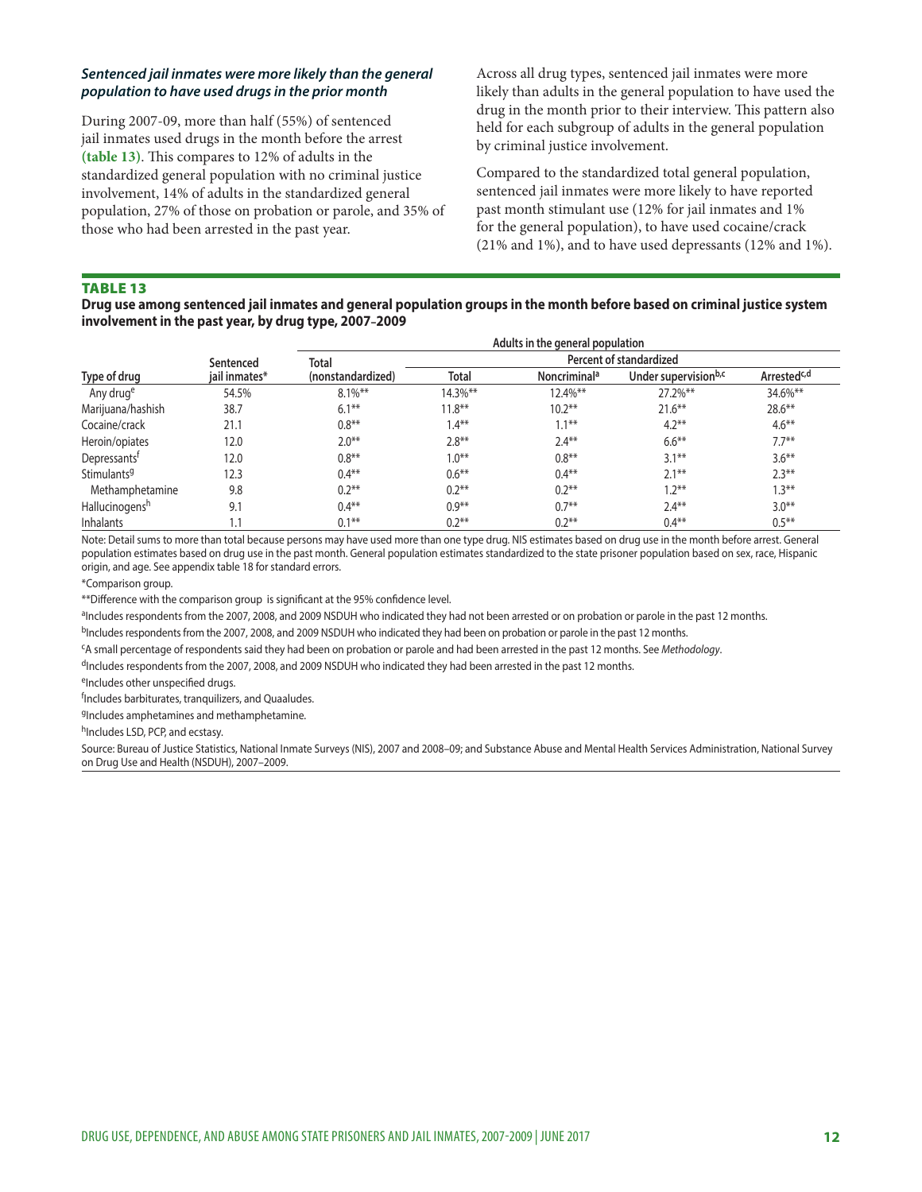### *Sentenced jail inmates were more likely than the general population to have used drugs in the prior month*

During 2007-09, more than half (55%) of sentenced jail inmates used drugs in the month before the arrest **(table 13)**. This compares to 12% of adults in the standardized general population with no criminal justice involvement, 14% of adults in the standardized general population, 27% of those on probation or parole, and 35% of those who had been arrested in the past year.

Across all drug types, sentenced jail inmates were more likely than adults in the general population to have used the drug in the month prior to their interview. This pattern also held for each subgroup of adults in the general population by criminal justice involvement.

Compared to the standardized total general population, sentenced jail inmates were more likely to have reported past month stimulant use (12% for jail inmates and 1% for the general population), to have used cocaine/crack (21% and 1%), and to have used depressants (12% and 1%).

**TABLE 13**

**Drug use among sentenced jail inmates and general population groups in the month before based on criminal justice system involvement in the past year, by drug type, 2007–2009**

| | | Adults in the general population | | | | |
|---|---|---|---|---|---|---|
| | | | Percent of standardized | | | |
| Type of drug | Sentenced jail inmates* | Total (nonstandardized) | Total | Noncriminal[a] | Under supervision[b,c] | Arrested[c,d] |
| Any drug[e] | 54.5% | 8.1%** | 14.3%** | 12.4%** | 27.2%** | 34.6%** |
| Marijuana/hashish | 38.7 | 6.1** | 11.8** | 10.2** | 21.6** | 28.6** |
| Cocaine/crack | 21.1 | 0.8** | 1.4** | 1.1** | 4.2** | 4.6** |
| Heroin/opiates | 12.0 | 2.0** | 2.8** | 2.4** | 6.6** | 7.7** |
| Depressants[f] | 12.0 | 0.8** | 1.0** | 0.8** | 3.1** | 3.6** |
| Stimulants[g] | 12.3 | 0.4** | 0.6** | 0.4** | 2.1** | 2.3** |
| Methamphetamine | 9.8 | 0.2** | 0.2** | 0.2** | 1.2** | 1.3** |
| Hallucinogens[h] | 9.1 | 0.4** | 0.9** | 0.7** | 2.4** | 3.0** |
| Inhalants | 1.1 | 0.1** | 0.2** | 0.2** | 0.4** | 0.5** |

Note: Detail sums to more than total because persons may have used more than one type drug. NIS estimates based on drug use in the month before arrest. General population estimates based on drug use in the past month. General population estimates standardized to the state prisoner population based on sex, race, Hispanic origin, and age. See appendix table 18 for standard errors.

*Comparison group.

**Difference with the comparison group is significant at the 95% confidence level.

[a]Includes respondents from the 2007, 2008, and 2009 NSDUH who indicated they had not been arrested or on probation or parole in the past 12 months.

[b]Includes respondents from the 2007, 2008, and 2009 NSDUH who indicated they had been on probation or parole in the past 12 months.

[c]A small percentage of respondents said they had been on probation or parole and had been arrested in the past 12 months. See *Methodology*.

[d]Includes respondents from the 2007, 2008, and 2009 NSDUH who indicated they had been arrested in the past 12 months.

[e]Includes other unspecified drugs.

[f]Includes barbiturates, tranquilizers, and Quaaludes.

[g]Includes amphetamines and methamphetamine.

[h]Includes LSD, PCP, and ecstasy.

Source: Bureau of Justice Statistics, National Inmate Surveys (NIS), 2007 and 2008–09; and Substance Abuse and Mental Health Services Administration, National Survey on Drug Use and Health (NSDUH), 2007–2009.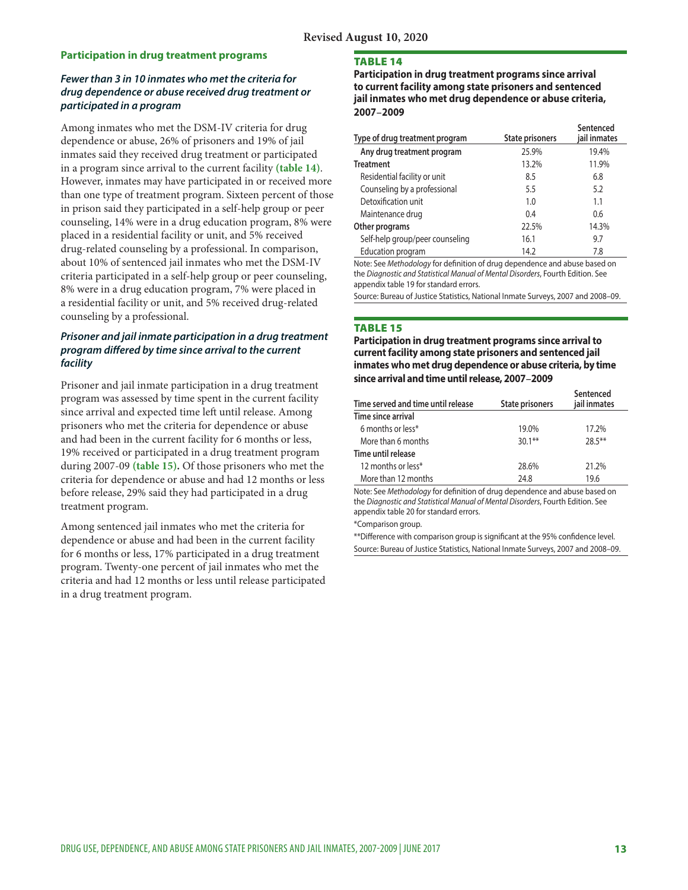Revised August 10, 2020

## Participation in drug treatment programs

### *Fewer than 3 in 10 inmates who met the criteria for drug dependence or abuse received drug treatment or participated in a program*

Among inmates who met the DSM-IV criteria for drug dependence or abuse, 26% of prisoners and 19% of jail inmates said they received drug treatment or participated in a program since arrival to the current facility **(table 14)**. However, inmates may have participated in or received more than one type of treatment program. Sixteen percent of those in prison said they participated in a self-help group or peer counseling, 14% were in a drug education program, 8% were placed in a residential facility or unit, and 5% received drug-related counseling by a professional. In comparison, about 10% of sentenced jail inmates who met the DSM-IV criteria participated in a self-help group or peer counseling, 8% were in a drug education program, 7% were placed in a residential facility or unit, and 5% received drug-related counseling by a professional.

### *Prisoner and jail inmate participation in a drug treatment program differed by time since arrival to the current facility*

Prisoner and jail inmate participation in a drug treatment program was assessed by time spent in the current facility since arrival and expected time left until release. Among prisoners who met the criteria for dependence or abuse and had been in the current facility for 6 months or less, 19% received or participated in a drug treatment program during 2007-09 **(table 15).** Of those prisoners who met the criteria for dependence or abuse and had 12 months or less before release, 29% said they had participated in a drug treatment program.

Among sentenced jail inmates who met the criteria for dependence or abuse and had been in the current facility for 6 months or less, 17% participated in a drug treatment program. Twenty-one percent of jail inmates who met the criteria and had 12 months or less until release participated in a drug treatment program.

**TABLE 14**
**Participation in drug treatment programs since arrival to current facility among state prisoners and sentenced jail inmates who met drug dependence or abuse criteria, 2007–2009**

| Type of drug treatment program | State prisoners | Sentenced jail inmates |
|---|---|---|
| **Any drug treatment program** | 25.9% | 19.4% |
| **Treatment** | 13.2% | 11.9% |
| Residential facility or unit | 8.5 | 6.8 |
| Counseling by a professional | 5.5 | 5.2 |
| Detoxification unit | 1.0 | 1.1 |
| Maintenance drug | 0.4 | 0.6 |
| **Other programs** | 22.5% | 14.3% |
| Self-help group/peer counseling | 16.1 | 9.7 |
| Education program | 14.2 | 7.8 |

Note: See *Methodology* for definition of drug dependence and abuse based on the *Diagnostic and Statistical Manual of Mental Disorders*, Fourth Edition. See appendix table 19 for standard errors.
Source: Bureau of Justice Statistics, National Inmate Surveys, 2007 and 2008–09.

**TABLE 15**
**Participation in drug treatment programs since arrival to current facility among state prisoners and sentenced jail inmates who met drug dependence or abuse criteria, by time since arrival and time until release, 2007–2009**

| Time served and time until release | State prisoners | Sentenced jail inmates |
|---|---|---|
| **Time since arrival** | | |
| 6 months or less* | 19.0% | 17.2% |
| More than 6 months | 30.1** | 28.5** |
| **Time until release** | | |
| 12 months or less* | 28.6% | 21.2% |
| More than 12 months | 24.8 | 19.6 |

Note: See *Methodology* for definition of drug dependence and abuse based on the *Diagnostic and Statistical Manual of Mental Disorders*, Fourth Edition. See appendix table 20 for standard errors.
*Comparison group.
**Difference with comparison group is significant at the 95% confidence level.
Source: Bureau of Justice Statistics, National Inmate Surveys, 2007 and 2008–09.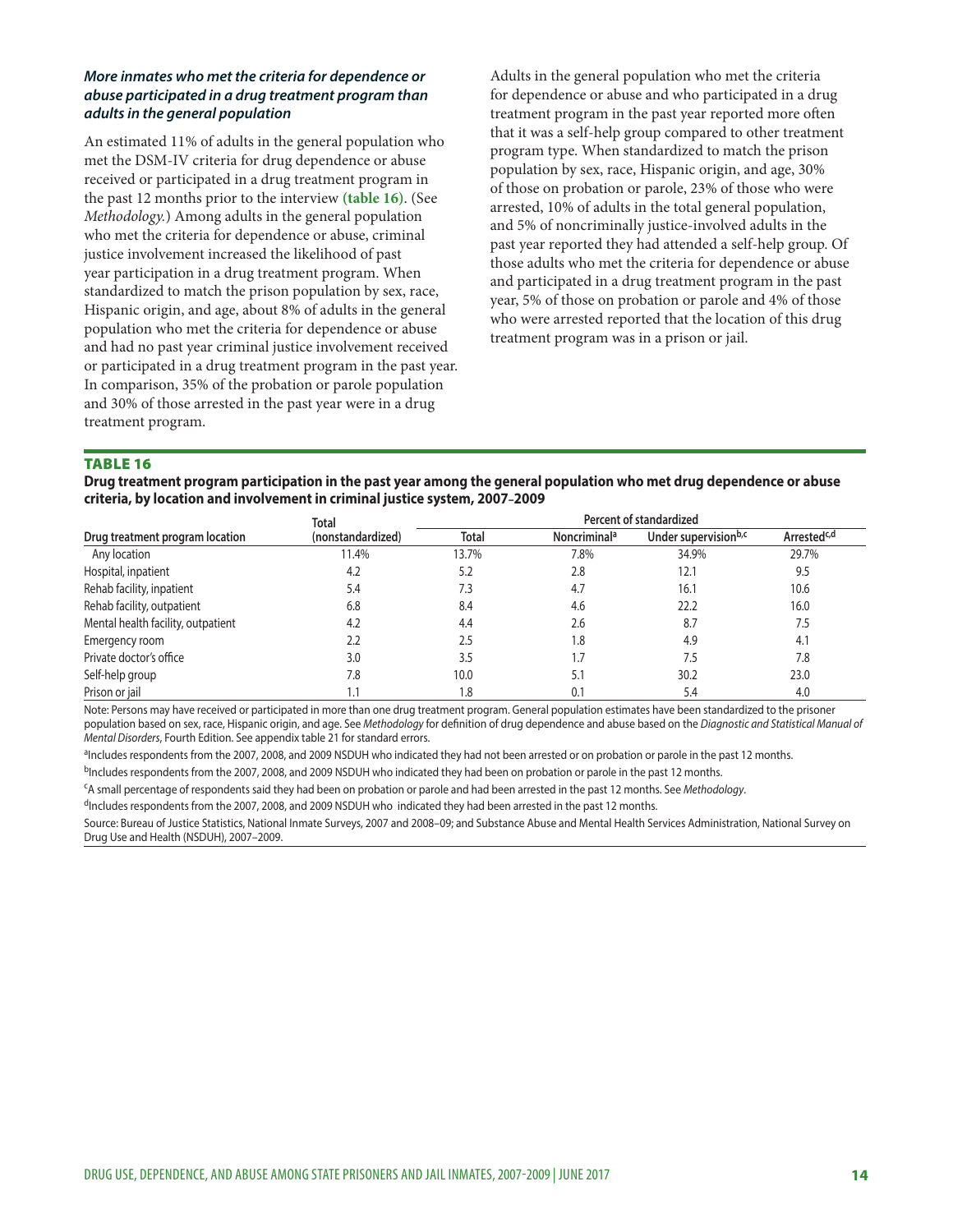### *More inmates who met the criteria for dependence or abuse participated in a drug treatment program than adults in the general population*

An estimated 11% of adults in the general population who met the DSM-IV criteria for drug dependence or abuse received or participated in a drug treatment program in the past 12 months prior to the interview **(table 16)**. (See *Methodology.*) Among adults in the general population who met the criteria for dependence or abuse, criminal justice involvement increased the likelihood of past year participation in a drug treatment program. When standardized to match the prison population by sex, race, Hispanic origin, and age, about 8% of adults in the general population who met the criteria for dependence or abuse and had no past year criminal justice involvement received or participated in a drug treatment program in the past year. In comparison, 35% of the probation or parole population and 30% of those arrested in the past year were in a drug treatment program.

Adults in the general population who met the criteria for dependence or abuse and who participated in a drug treatment program in the past year reported more often that it was a self-help group compared to other treatment program type. When standardized to match the prison population by sex, race, Hispanic origin, and age, 30% of those on probation or parole, 23% of those who were arrested, 10% of adults in the total general population, and 5% of noncriminally justice-involved adults in the past year reported they had attended a self-help group. Of those adults who met the criteria for dependence or abuse and participated in a drug treatment program in the past year, 5% of those on probation or parole and 4% of those who were arrested reported that the location of this drug treatment program was in a prison or jail.

**TABLE 16**

**Drug treatment program participation in the past year among the general population who met drug dependence or abuse criteria, by location and involvement in criminal justice system, 2007–2009**

| Drug treatment program location | Total (nonstandardized) | Percent of standardized | | | |
|---|---|---|---|---|---|
| | | Total | Noncriminal[a] | Under supervision[b,c] | Arrested[c,d] |
| Any location | 11.4% | 13.7% | 7.8% | 34.9% | 29.7% |
| Hospital, inpatient | 4.2 | 5.2 | 2.8 | 12.1 | 9.5 |
| Rehab facility, inpatient | 5.4 | 7.3 | 4.7 | 16.1 | 10.6 |
| Rehab facility, outpatient | 6.8 | 8.4 | 4.6 | 22.2 | 16.0 |
| Mental health facility, outpatient | 4.2 | 4.4 | 2.6 | 8.7 | 7.5 |
| Emergency room | 2.2 | 2.5 | 1.8 | 4.9 | 4.1 |
| Private doctor's office | 3.0 | 3.5 | 1.7 | 7.5 | 7.8 |
| Self-help group | 7.8 | 10.0 | 5.1 | 30.2 | 23.0 |
| Prison or jail | 1.1 | 1.8 | 0.1 | 5.4 | 4.0 |

Note: Persons may have received or participated in more than one drug treatment program. General population estimates have been standardized to the prisoner population based on sex, race, Hispanic origin, and age. See *Methodology* for definition of drug dependence and abuse based on the *Diagnostic and Statistical Manual of Mental Disorders*, Fourth Edition. See appendix table 21 for standard errors.

[a]Includes respondents from the 2007, 2008, and 2009 NSDUH who indicated they had not been arrested or on probation or parole in the past 12 months.

[b]Includes respondents from the 2007, 2008, and 2009 NSDUH who indicated they had been on probation or parole in the past 12 months.

[c]A small percentage of respondents said they had been on probation or parole and had been arrested in the past 12 months. See *Methodology*.

[d]Includes respondents from the 2007, 2008, and 2009 NSDUH who indicated they had been arrested in the past 12 months.

Source: Bureau of Justice Statistics, National Inmate Surveys, 2007 and 2008–09; and Substance Abuse and Mental Health Services Administration, National Survey on Drug Use and Health (NSDUH), 2007–2009.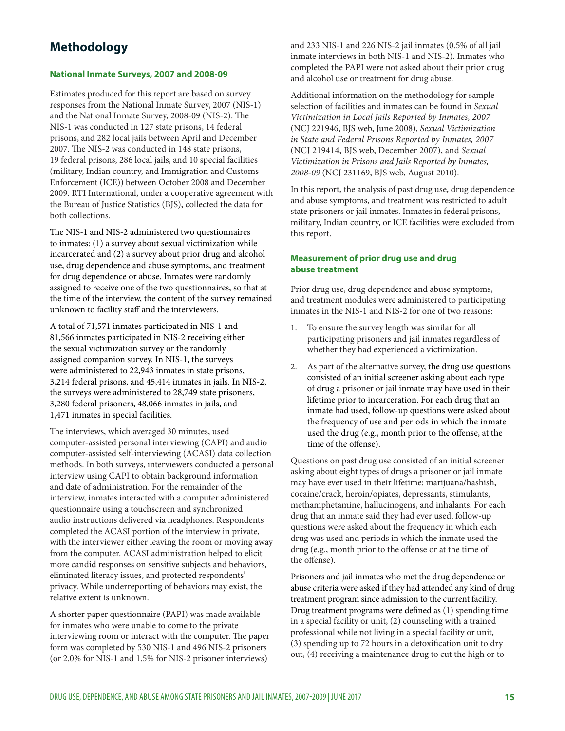## Methodology

### National Inmate Surveys, 2007 and 2008-09

Estimates produced for this report are based on survey responses from the National Inmate Survey, 2007 (NIS-1) and the National Inmate Survey, 2008-09 (NIS-2). The NIS-1 was conducted in 127 state prisons, 14 federal prisons, and 282 local jails between April and December 2007. The NIS-2 was conducted in 148 state prisons, 19 federal prisons, 286 local jails, and 10 special facilities (military, Indian country, and Immigration and Customs Enforcement (ICE)) between October 2008 and December 2009. RTI International, under a cooperative agreement with the Bureau of Justice Statistics (BJS), collected the data for both collections.

The NIS-1 and NIS-2 administered two questionnaires to inmates: (1) a survey about sexual victimization while incarcerated and (2) a survey about prior drug and alcohol use, drug dependence and abuse symptoms, and treatment for drug dependence or abuse. Inmates were randomly assigned to receive one of the two questionnaires, so that at the time of the interview, the content of the survey remained unknown to facility staff and the interviewers.

A total of 71,571 inmates participated in NIS-1 and 81,566 inmates participated in NIS-2 receiving either the sexual victimization survey or the randomly assigned companion survey. In NIS-1, the surveys were administered to 22,943 inmates in state prisons, 3,214 federal prisons, and 45,414 inmates in jails. In NIS-2, the surveys were administered to 28,749 state prisoners, 3,280 federal prisoners, 48,066 inmates in jails, and 1,471 inmates in special facilities.

The interviews, which averaged 30 minutes, used computer-assisted personal interviewing (CAPI) and audio computer-assisted self-interviewing (ACASI) data collection methods. In both surveys, interviewers conducted a personal interview using CAPI to obtain background information and date of administration. For the remainder of the interview, inmates interacted with a computer administered questionnaire using a touchscreen and synchronized audio instructions delivered via headphones. Respondents completed the ACASI portion of the interview in private, with the interviewer either leaving the room or moving away from the computer. ACASI administration helped to elicit more candid responses on sensitive subjects and behaviors, eliminated literacy issues, and protected respondents' privacy. While underreporting of behaviors may exist, the relative extent is unknown.

A shorter paper questionnaire (PAPI) was made available for inmates who were unable to come to the private interviewing room or interact with the computer. The paper form was completed by 530 NIS-1 and 496 NIS-2 prisoners (or 2.0% for NIS-1 and 1.5% for NIS-2 prisoner interviews) and 233 NIS-1 and 226 NIS-2 jail inmates (0.5% of all jail inmate interviews in both NIS-1 and NIS-2). Inmates who completed the PAPI were not asked about their prior drug and alcohol use or treatment for drug abuse.

Additional information on the methodology for sample selection of facilities and inmates can be found in *Sexual Victimization in Local Jails Reported by Inmates, 2007* (NCJ 221946, BJS web, June 2008), *Sexual Victimization in State and Federal Prisons Reported by Inmates, 2007* (NCJ 219414, BJS web, December 2007), and *Sexual Victimization in Prisons and Jails Reported by Inmates, 2008-09* (NCJ 231169, BJS web, August 2010).

In this report, the analysis of past drug use, drug dependence and abuse symptoms, and treatment was restricted to adult state prisoners or jail inmates. Inmates in federal prisons, military, Indian country, or ICE facilities were excluded from this report.

### Measurement of prior drug use and drug abuse treatment

Prior drug use, drug dependence and abuse symptoms, and treatment modules were administered to participating inmates in the NIS-1 and NIS-2 for one of two reasons:

1. To ensure the survey length was similar for all participating prisoners and jail inmates regardless of whether they had experienced a victimization.
2. As part of the alternative survey, the drug use questions consisted of an initial screener asking about each type of drug a prisoner or jail inmate may have used in their lifetime prior to incarceration. For each drug that an inmate had used, follow-up questions were asked about the frequency of use and periods in which the inmate used the drug (e.g., month prior to the offense, at the time of the offense).

Questions on past drug use consisted of an initial screener asking about eight types of drugs a prisoner or jail inmate may have ever used in their lifetime: marijuana/hashish, cocaine/crack, heroin/opiates, depressants, stimulants, methamphetamine, hallucinogens, and inhalants. For each drug that an inmate said they had ever used, follow-up questions were asked about the frequency in which each drug was used and periods in which the inmate used the drug (e.g., month prior to the offense or at the time of the offense).

Prisoners and jail inmates who met the drug dependence or abuse criteria were asked if they had attended any kind of drug treatment program since admission to the current facility. Drug treatment programs were defined as (1) spending time in a special facility or unit, (2) counseling with a trained professional while not living in a special facility or unit, (3) spending up to 72 hours in a detoxification unit to dry out, (4) receiving a maintenance drug to cut the high or to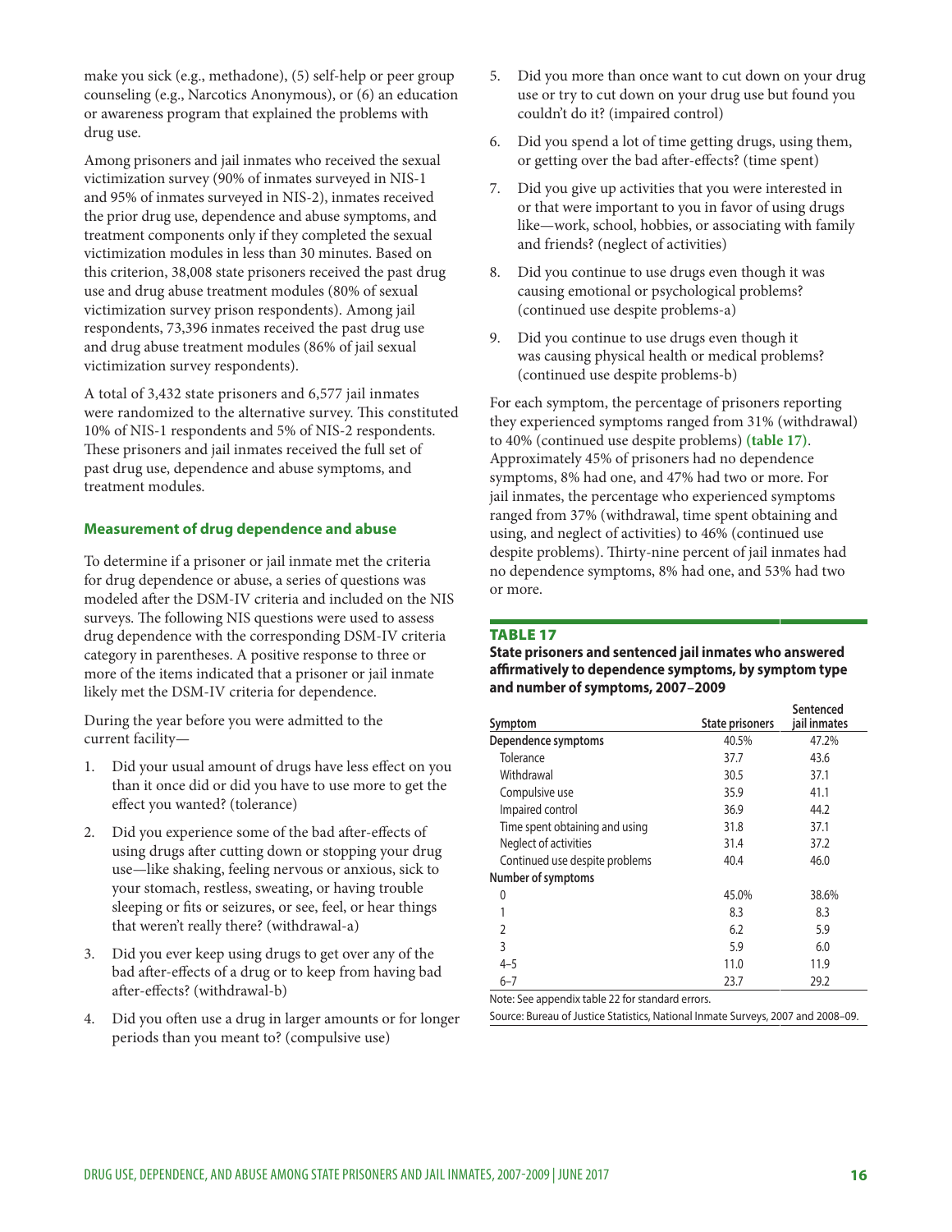make you sick (e.g., methadone), (5) self-help or peer group counseling (e.g., Narcotics Anonymous), or (6) an education or awareness program that explained the problems with drug use.

Among prisoners and jail inmates who received the sexual victimization survey (90% of inmates surveyed in NIS-1 and 95% of inmates surveyed in NIS-2), inmates received the prior drug use, dependence and abuse symptoms, and treatment components only if they completed the sexual victimization modules in less than 30 minutes. Based on this criterion, 38,008 state prisoners received the past drug use and drug abuse treatment modules (80% of sexual victimization survey prison respondents). Among jail respondents, 73,396 inmates received the past drug use and drug abuse treatment modules (86% of jail sexual victimization survey respondents).

A total of 3,432 state prisoners and 6,577 jail inmates were randomized to the alternative survey. This constituted 10% of NIS-1 respondents and 5% of NIS-2 respondents. These prisoners and jail inmates received the full set of past drug use, dependence and abuse symptoms, and treatment modules.

### Measurement of drug dependence and abuse

To determine if a prisoner or jail inmate met the criteria for drug dependence or abuse, a series of questions was modeled after the DSM-IV criteria and included on the NIS surveys. The following NIS questions were used to assess drug dependence with the corresponding DSM-IV criteria category in parentheses. A positive response to three or more of the items indicated that a prisoner or jail inmate likely met the DSM-IV criteria for dependence.

During the year before you were admitted to the current facility—

1. Did your usual amount of drugs have less effect on you than it once did or did you have to use more to get the effect you wanted? (tolerance)
2. Did you experience some of the bad after-effects of using drugs after cutting down or stopping your drug use—like shaking, feeling nervous or anxious, sick to your stomach, restless, sweating, or having trouble sleeping or fits or seizures, or see, feel, or hear things that weren't really there? (withdrawal-a)
3. Did you ever keep using drugs to get over any of the bad after-effects of a drug or to keep from having bad after-effects? (withdrawal-b)
4. Did you often use a drug in larger amounts or for longer periods than you meant to? (compulsive use)
5. Did you more than once want to cut down on your drug use or try to cut down on your drug use but found you couldn't do it? (impaired control)
6. Did you spend a lot of time getting drugs, using them, or getting over the bad after-effects? (time spent)
7. Did you give up activities that you were interested in or that were important to you in favor of using drugs like—work, school, hobbies, or associating with family and friends? (neglect of activities)
8. Did you continue to use drugs even though it was causing emotional or psychological problems? (continued use despite problems-a)
9. Did you continue to use drugs even though it was causing physical health or medical problems? (continued use despite problems-b)

For each symptom, the percentage of prisoners reporting they experienced symptoms ranged from 31% (withdrawal) to 40% (continued use despite problems) (table 17). Approximately 45% of prisoners had no dependence symptoms, 8% had one, and 47% had two or more. For jail inmates, the percentage who experienced symptoms ranged from 37% (withdrawal, time spent obtaining and using, and neglect of activities) to 46% (continued use despite problems). Thirty-nine percent of jail inmates had no dependence symptoms, 8% had one, and 53% had two or more.

**TABLE 17**
**State prisoners and sentenced jail inmates who answered affirmatively to dependence symptoms, by symptom type and number of symptoms, 2007–2009**

| Symptom | State prisoners | Sentenced jail inmates |
|---|---|---|
| **Dependence symptoms** | 40.5% | 47.2% |
| Tolerance | 37.7 | 43.6 |
| Withdrawal | 30.5 | 37.1 |
| Compulsive use | 35.9 | 41.1 |
| Impaired control | 36.9 | 44.2 |
| Time spent obtaining and using | 31.8 | 37.1 |
| Neglect of activities | 31.4 | 37.2 |
| Continued use despite problems | 40.4 | 46.0 |
| **Number of symptoms** | | |
| 0 | 45.0% | 38.6% |
| 1 | 8.3 | 8.3 |
| 2 | 6.2 | 5.9 |
| 3 | 5.9 | 6.0 |
| 4–5 | 11.0 | 11.9 |
| 6–7 | 23.7 | 29.2 |

Note: See appendix table 22 for standard errors.

Source: Bureau of Justice Statistics, National Inmate Surveys, 2007 and 2008–09.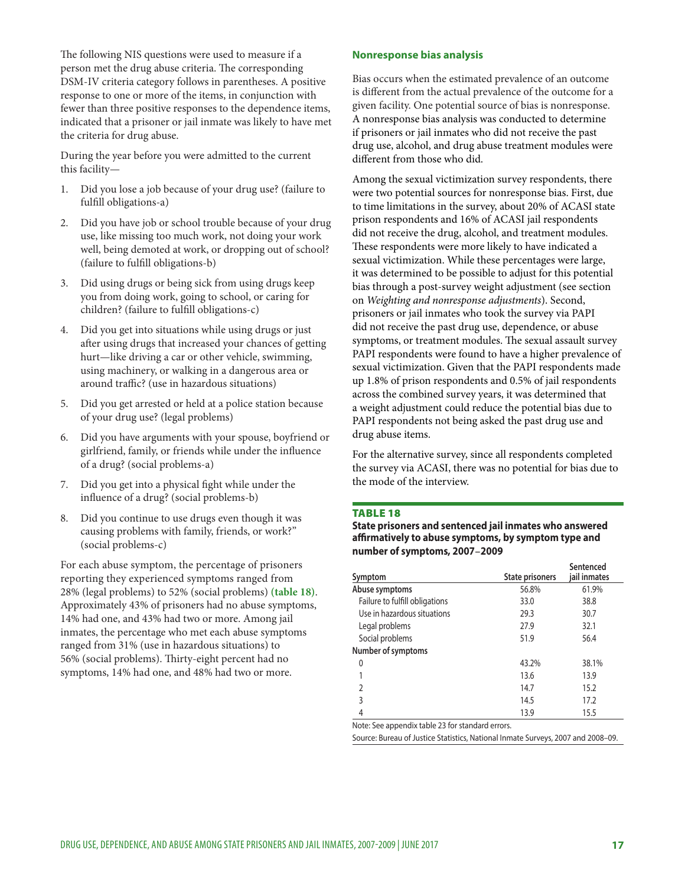The following NIS questions were used to measure if a person met the drug abuse criteria. The corresponding DSM-IV criteria category follows in parentheses. A positive response to one or more of the items, in conjunction with fewer than three positive responses to the dependence items, indicated that a prisoner or jail inmate was likely to have met the criteria for drug abuse.

During the year before you were admitted to the current this facility—

1. Did you lose a job because of your drug use? (failure to fulfill obligations-a)
2. Did you have job or school trouble because of your drug use, like missing too much work, not doing your work well, being demoted at work, or dropping out of school? (failure to fulfill obligations-b)
3. Did using drugs or being sick from using drugs keep you from doing work, going to school, or caring for children? (failure to fulfill obligations-c)
4. Did you get into situations while using drugs or just after using drugs that increased your chances of getting hurt—like driving a car or other vehicle, swimming, using machinery, or walking in a dangerous area or around traffic? (use in hazardous situations)
5. Did you get arrested or held at a police station because of your drug use? (legal problems)
6. Did you have arguments with your spouse, boyfriend or girlfriend, family, or friends while under the influence of a drug? (social problems-a)
7. Did you get into a physical fight while under the influence of a drug? (social problems-b)
8. Did you continue to use drugs even though it was causing problems with family, friends, or work?" (social problems-c)

For each abuse symptom, the percentage of prisoners reporting they experienced symptoms ranged from 28% (legal problems) to 52% (social problems) **(table 18)**. Approximately 43% of prisoners had no abuse symptoms, 14% had one, and 43% had two or more. Among jail inmates, the percentage who met each abuse symptoms ranged from 31% (use in hazardous situations) to 56% (social problems). Thirty-eight percent had no symptoms, 14% had one, and 48% had two or more.

### Nonresponse bias analysis

Bias occurs when the estimated prevalence of an outcome is different from the actual prevalence of the outcome for a given facility. One potential source of bias is nonresponse. A nonresponse bias analysis was conducted to determine if prisoners or jail inmates who did not receive the past drug use, alcohol, and drug abuse treatment modules were different from those who did.

Among the sexual victimization survey respondents, there were two potential sources for nonresponse bias. First, due to time limitations in the survey, about 20% of ACASI state prison respondents and 16% of ACASI jail respondents did not receive the drug, alcohol, and treatment modules. These respondents were more likely to have indicated a sexual victimization. While these percentages were large, it was determined to be possible to adjust for this potential bias through a post-survey weight adjustment (see section on *Weighting and nonresponse adjustments*). Second, prisoners or jail inmates who took the survey via PAPI did not receive the past drug use, dependence, or abuse symptoms, or treatment modules. The sexual assault survey PAPI respondents were found to have a higher prevalence of sexual victimization. Given that the PAPI respondents made up 1.8% of prison respondents and 0.5% of jail respondents across the combined survey years, it was determined that a weight adjustment could reduce the potential bias due to PAPI respondents not being asked the past drug use and drug abuse items.

For the alternative survey, since all respondents completed the survey via ACASI, there was no potential for bias due to the mode of the interview.

**TABLE 18**

**State prisoners and sentenced jail inmates who answered affirmatively to abuse symptoms, by symptom type and number of symptoms, 2007–2009**

| Symptom | State prisoners | Sentenced jail inmates |
|---|---|---|
| **Abuse symptoms** | 56.8% | 61.9% |
| Failure to fulfill obligations | 33.0 | 38.8 |
| Use in hazardous situations | 29.3 | 30.7 |
| Legal problems | 27.9 | 32.1 |
| Social problems | 51.9 | 56.4 |
| **Number of symptoms** | | |
| 0 | 43.2% | 38.1% |
| 1 | 13.6 | 13.9 |
| 2 | 14.7 | 15.2 |
| 3 | 14.5 | 17.2 |
| 4 | 13.9 | 15.5 |

Note: See appendix table 23 for standard errors.

Source: Bureau of Justice Statistics, National Inmate Surveys, 2007 and 2008–09.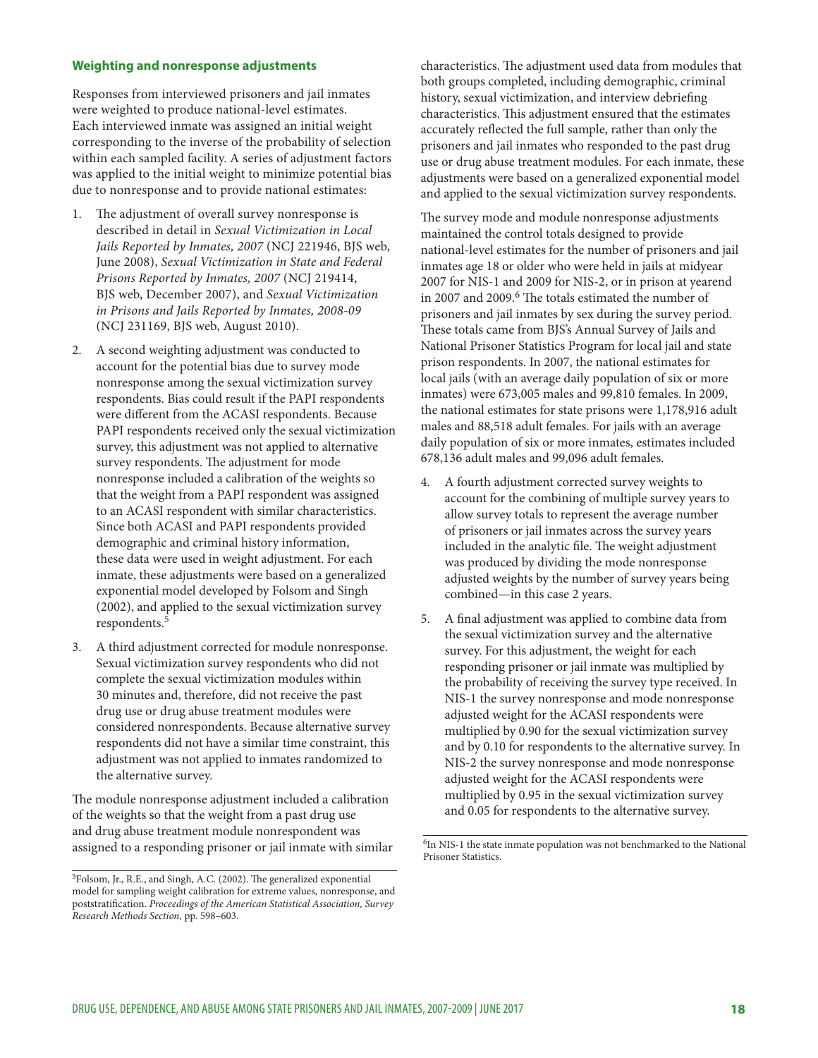**Weighting and nonresponse adjustments**

Responses from interviewed prisoners and jail inmates were weighted to produce national-level estimates. Each interviewed inmate was assigned an initial weight corresponding to the inverse of the probability of selection within each sampled facility. A series of adjustment factors was applied to the initial weight to minimize potential bias due to nonresponse and to provide national estimates:

1. The adjustment of overall survey nonresponse is described in detail in *Sexual Victimization in Local Jails Reported by Inmates, 2007* (NCJ 221946, BJS web, June 2008), *Sexual Victimization in State and Federal Prisons Reported by Inmates, 2007* (NCJ 219414, BJS web, December 2007), and *Sexual Victimization in Prisons and Jails Reported by Inmates, 2008-09* (NCJ 231169, BJS web, August 2010).

2. A second weighting adjustment was conducted to account for the potential bias due to survey mode nonresponse among the sexual victimization survey respondents. Bias could result if the PAPI respondents were different from the ACASI respondents. Because PAPI respondents received only the sexual victimization survey, this adjustment was not applied to alternative survey respondents. The adjustment for mode nonresponse included a calibration of the weights so that the weight from a PAPI respondent was assigned to an ACASI respondent with similar characteristics. Since both ACASI and PAPI respondents provided demographic and criminal history information, these data were used in weight adjustment. For each inmate, these adjustments were based on a generalized exponential model developed by Folsom and Singh (2002), and applied to the sexual victimization survey respondents.[5]

3. A third adjustment corrected for module nonresponse. Sexual victimization survey respondents who did not complete the sexual victimization modules within 30 minutes and, therefore, did not receive the past drug use or drug abuse treatment modules were considered nonrespondents. Because alternative survey respondents did not have a similar time constraint, this adjustment was not applied to inmates randomized to the alternative survey.

The module nonresponse adjustment included a calibration of the weights so that the weight from a past drug use and drug abuse treatment module nonrespondent was assigned to a responding prisoner or jail inmate with similar characteristics. The adjustment used data from modules that both groups completed, including demographic, criminal history, sexual victimization, and interview debriefing characteristics. This adjustment ensured that the estimates accurately reflected the full sample, rather than only the prisoners and jail inmates who responded to the past drug use or drug abuse treatment modules. For each inmate, these adjustments were based on a generalized exponential model and applied to the sexual victimization survey respondents.

The survey mode and module nonresponse adjustments maintained the control totals designed to provide national-level estimates for the number of prisoners and jail inmates age 18 or older who were held in jails at midyear 2007 for NIS-1 and 2009 for NIS-2, or in prison at yearend in 2007 and 2009.[6] The totals estimated the number of prisoners and jail inmates by sex during the survey period. These totals came from BJS's Annual Survey of Jails and National Prisoner Statistics Program for local jail and state prison respondents. In 2007, the national estimates for local jails (with an average daily population of six or more inmates) were 673,005 males and 99,810 females. In 2009, the national estimates for state prisons were 1,178,916 adult males and 88,518 adult females. For jails with an average daily population of six or more inmates, estimates included 678,136 adult males and 99,096 adult females.

4. A fourth adjustment corrected survey weights to account for the combining of multiple survey years to allow survey totals to represent the average number of prisoners or jail inmates across the survey years included in the analytic file. The weight adjustment was produced by dividing the mode nonresponse adjusted weights by the number of survey years being combined—in this case 2 years.

5. A final adjustment was applied to combine data from the sexual victimization survey and the alternative survey. For this adjustment, the weight for each responding prisoner or jail inmate was multiplied by the probability of receiving the survey type received. In NIS-1 the survey nonresponse and mode nonresponse adjusted weight for the ACASI respondents were multiplied by 0.90 for the sexual victimization survey and by 0.10 for respondents to the alternative survey. In NIS-2 the survey nonresponse and mode nonresponse adjusted weight for the ACASI respondents were multiplied by 0.95 in the sexual victimization survey and 0.05 for respondents to the alternative survey.

[5] Folsom, Jr., R.E., and Singh, A.C. (2002). The generalized exponential model for sampling weight calibration for extreme values, nonresponse, and poststratification. *Proceedings of the American Statistical Association, Survey Research Methods Section,* pp. 598–603.

[6] In NIS-1 the state inmate population was not benchmarked to the National Prisoner Statistics.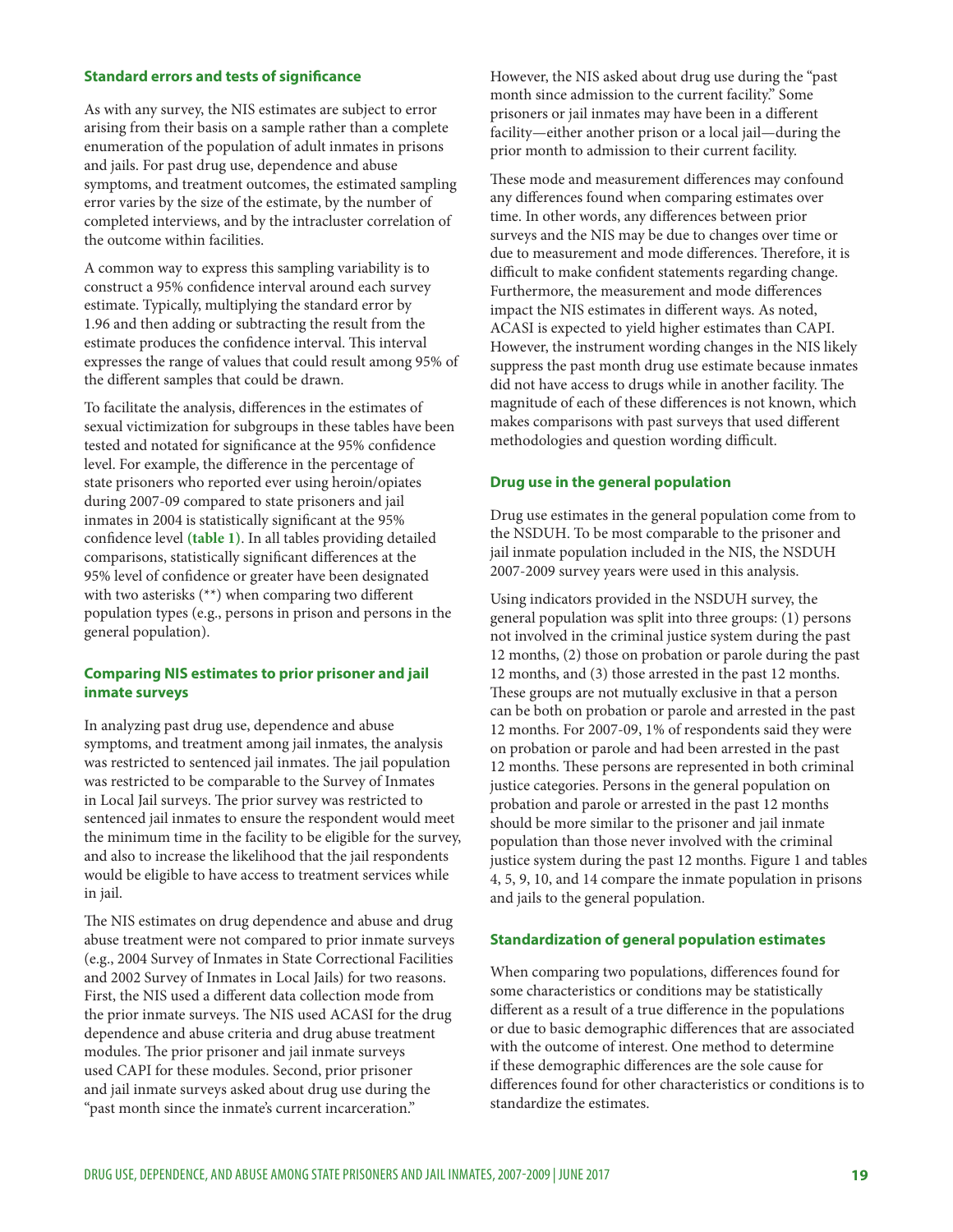### Standard errors and tests of significance

As with any survey, the NIS estimates are subject to error arising from their basis on a sample rather than a complete enumeration of the population of adult inmates in prisons and jails. For past drug use, dependence and abuse symptoms, and treatment outcomes, the estimated sampling error varies by the size of the estimate, by the number of completed interviews, and by the intracluster correlation of the outcome within facilities.

A common way to express this sampling variability is to construct a 95% confidence interval around each survey estimate. Typically, multiplying the standard error by 1.96 and then adding or subtracting the result from the estimate produces the confidence interval. This interval expresses the range of values that could result among 95% of the different samples that could be drawn.

To facilitate the analysis, differences in the estimates of sexual victimization for subgroups in these tables have been tested and notated for significance at the 95% confidence level. For example, the difference in the percentage of state prisoners who reported ever using heroin/opiates during 2007-09 compared to state prisoners and jail inmates in 2004 is statistically significant at the 95% confidence level **(table 1)**. In all tables providing detailed comparisons, statistically significant differences at the 95% level of confidence or greater have been designated with two asterisks (**) when comparing two different population types (e.g., persons in prison and persons in the general population).

### Comparing NIS estimates to prior prisoner and jail inmate surveys

In analyzing past drug use, dependence and abuse symptoms, and treatment among jail inmates, the analysis was restricted to sentenced jail inmates. The jail population was restricted to be comparable to the Survey of Inmates in Local Jail surveys. The prior survey was restricted to sentenced jail inmates to ensure the respondent would meet the minimum time in the facility to be eligible for the survey, and also to increase the likelihood that the jail respondents would be eligible to have access to treatment services while in jail.

The NIS estimates on drug dependence and abuse and drug abuse treatment were not compared to prior inmate surveys (e.g., 2004 Survey of Inmates in State Correctional Facilities and 2002 Survey of Inmates in Local Jails) for two reasons. First, the NIS used a different data collection mode from the prior inmate surveys. The NIS used ACASI for the drug dependence and abuse criteria and drug abuse treatment modules. The prior prisoner and jail inmate surveys used CAPI for these modules. Second, prior prisoner and jail inmate surveys asked about drug use during the "past month since the inmate's current incarceration." However, the NIS asked about drug use during the "past month since admission to the current facility." Some prisoners or jail inmates may have been in a different facility—either another prison or a local jail—during the prior month to admission to their current facility.

These mode and measurement differences may confound any differences found when comparing estimates over time. In other words, any differences between prior surveys and the NIS may be due to changes over time or due to measurement and mode differences. Therefore, it is difficult to make confident statements regarding change. Furthermore, the measurement and mode differences impact the NIS estimates in different ways. As noted, ACASI is expected to yield higher estimates than CAPI. However, the instrument wording changes in the NIS likely suppress the past month drug use estimate because inmates did not have access to drugs while in another facility. The magnitude of each of these differences is not known, which makes comparisons with past surveys that used different methodologies and question wording difficult.

### Drug use in the general population

Drug use estimates in the general population come from to the NSDUH. To be most comparable to the prisoner and jail inmate population included in the NIS, the NSDUH 2007-2009 survey years were used in this analysis.

Using indicators provided in the NSDUH survey, the general population was split into three groups: (1) persons not involved in the criminal justice system during the past 12 months, (2) those on probation or parole during the past 12 months, and (3) those arrested in the past 12 months. These groups are not mutually exclusive in that a person can be both on probation or parole and arrested in the past 12 months. For 2007-09, 1% of respondents said they were on probation or parole and had been arrested in the past 12 months. These persons are represented in both criminal justice categories. Persons in the general population on probation and parole or arrested in the past 12 months should be more similar to the prisoner and jail inmate population than those never involved with the criminal justice system during the past 12 months. Figure 1 and tables 4, 5, 9, 10, and 14 compare the inmate population in prisons and jails to the general population.

### Standardization of general population estimates

When comparing two populations, differences found for some characteristics or conditions may be statistically different as a result of a true difference in the populations or due to basic demographic differences that are associated with the outcome of interest. One method to determine if these demographic differences are the sole cause for differences found for other characteristics or conditions is to standardize the estimates.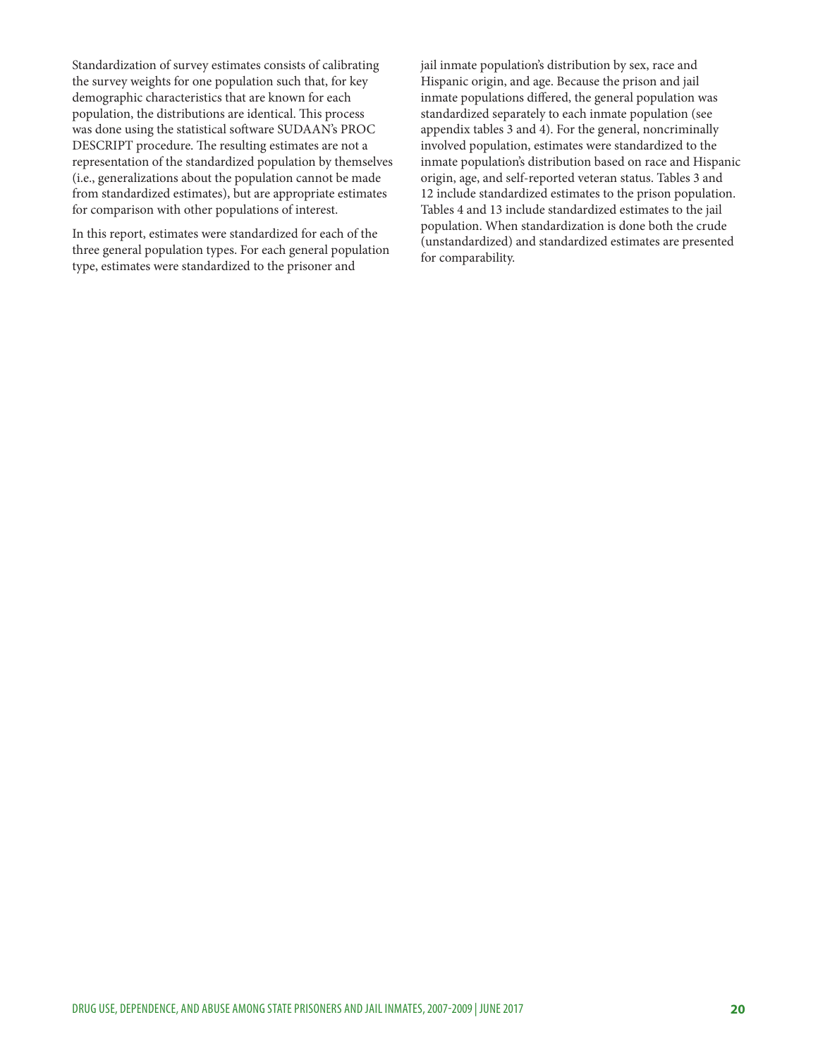Standardization of survey estimates consists of calibrating the survey weights for one population such that, for key demographic characteristics that are known for each population, the distributions are identical. This process was done using the statistical software SUDAAN's PROC DESCRIPT procedure. The resulting estimates are not a representation of the standardized population by themselves (i.e., generalizations about the population cannot be made from standardized estimates), but are appropriate estimates for comparison with other populations of interest.

In this report, estimates were standardized for each of the three general population types. For each general population type, estimates were standardized to the prisoner and jail inmate population's distribution by sex, race and Hispanic origin, and age. Because the prison and jail inmate populations differed, the general population was standardized separately to each inmate population (see appendix tables 3 and 4). For the general, noncriminally involved population, estimates were standardized to the inmate population's distribution based on race and Hispanic origin, age, and self-reported veteran status. Tables 3 and 12 include standardized estimates to the prison population. Tables 4 and 13 include standardized estimates to the jail population. When standardization is done both the crude (unstandardized) and standardized estimates are presented for comparability.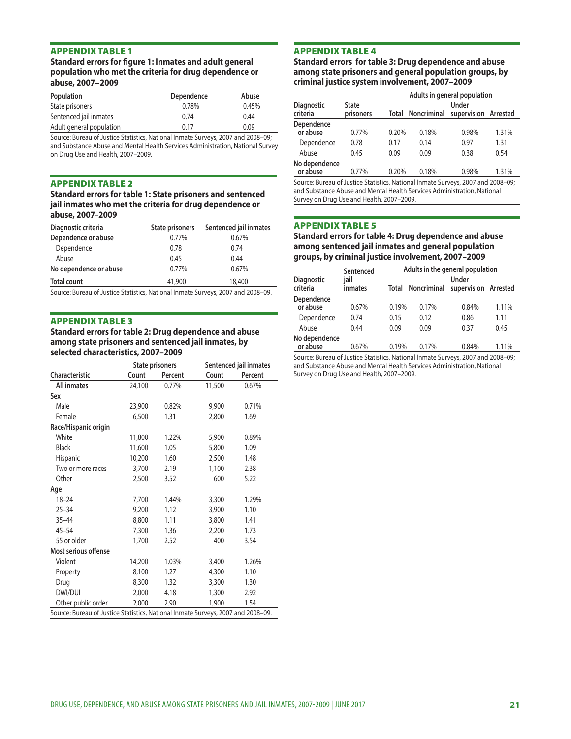## APPENDIX TABLE 1

**Standard errors for figure 1: Inmates and adult general population who met the criteria for drug dependence or abuse, 2007–2009**

| Population | Dependence | Abuse |
|---|---|---|
| State prisoners | 0.78% | 0.45% |
| Sentenced jail inmates | 0.74 | 0.44 |
| Adult general population | 0.17 | 0.09 |

Source: Bureau of Justice Statistics, National Inmate Surveys, 2007 and 2008–09; and Substance Abuse and Mental Health Services Administration, National Survey on Drug Use and Health, 2007–2009.

## APPENDIX TABLE 2

**Standard errors for table 1: State prisoners and sentenced jail inmates who met the criteria for drug dependence or abuse, 2007–2009**

| Diagnostic criteria | State prisoners | Sentenced jail inmates |
|---|---|---|
| **Dependence or abuse** | 0.77% | 0.67% |
| Dependence | 0.78 | 0.74 |
| Abuse | 0.45 | 0.44 |
| **No dependence or abuse** | 0.77% | 0.67% |
| **Total count** | 41,900 | 18,400 |

Source: Bureau of Justice Statistics, National Inmate Surveys, 2007 and 2008–09.

## APPENDIX TABLE 3

**Standard errors for table 2: Drug dependence and abuse among state prisoners and sentenced jail inmates, by selected characteristics, 2007–2009**

| | State prisoners | | Sentenced jail inmates | |
|---|---|---|---|---|
| Characteristic | Count | Percent | Count | Percent |
| **All inmates** | 24,100 | 0.77% | 11,500 | 0.67% |
| **Sex** | | | | |
| Male | 23,900 | 0.82% | 9,900 | 0.71% |
| Female | 6,500 | 1.31 | 2,800 | 1.69 |
| **Race/Hispanic origin** | | | | |
| White | 11,800 | 1.22% | 5,900 | 0.89% |
| Black | 11,600 | 1.05 | 5,800 | 1.09 |
| Hispanic | 10,200 | 1.60 | 2,500 | 1.48 |
| Two or more races | 3,700 | 2.19 | 1,100 | 2.38 |
| Other | 2,500 | 3.52 | 600 | 5.22 |
| **Age** | | | | |
| 18–24 | 7,700 | 1.44% | 3,300 | 1.29% |
| 25–34 | 9,200 | 1.12 | 3,900 | 1.10 |
| 35–44 | 8,800 | 1.11 | 3,800 | 1.41 |
| 45–54 | 7,300 | 1.36 | 2,200 | 1.73 |
| 55 or older | 1,700 | 2.52 | 400 | 3.54 |
| **Most serious offense** | | | | |
| Violent | 14,200 | 1.03% | 3,400 | 1.26% |
| Property | 8,100 | 1.27 | 4,300 | 1.10 |
| Drug | 8,300 | 1.32 | 3,300 | 1.30 |
| DWI/DUI | 2,000 | 4.18 | 1,300 | 2.92 |
| Other public order | 2,000 | 2.90 | 1,900 | 1.54 |

Source: Bureau of Justice Statistics, National Inmate Surveys, 2007 and 2008–09.

## APPENDIX TABLE 4

**Standard errors for table 3: Drug dependence and abuse among state prisoners and general population groups, by criminal justice system involvement, 2007–2009**

| | | Adults in general population | | | |
|---|---|---|---|---|---|
| Diagnostic criteria | State prisoners | Total | Noncriminal | Under supervision | Arrested |
| **Dependence or abuse** | 0.77% | 0.20% | 0.18% | 0.98% | 1.31% |
| Dependence | 0.78 | 0.17 | 0.14 | 0.97 | 1.31 |
| Abuse | 0.45 | 0.09 | 0.09 | 0.38 | 0.54 |
| **No dependence or abuse** | 0.77% | 0.20% | 0.18% | 0.98% | 1.31% |

Source: Bureau of Justice Statistics, National Inmate Surveys, 2007 and 2008–09; and Substance Abuse and Mental Health Services Administration, National Survey on Drug Use and Health, 2007–2009.

## APPENDIX TABLE 5

**Standard errors for table 4: Drug dependence and abuse among sentenced jail inmates and general population groups, by criminal justice involvement, 2007–2009**

| | | Adults in the general population | | | |
|---|---|---|---|---|---|
| Diagnostic criteria | Sentenced jail inmates | Total | Noncriminal | Under supervision | Arrested |
| **Dependence or abuse** | 0.67% | 0.19% | 0.17% | 0.84% | 1.11% |
| Dependence | 0.74 | 0.15 | 0.12 | 0.86 | 1.11 |
| Abuse | 0.44 | 0.09 | 0.09 | 0.37 | 0.45 |
| **No dependence or abuse** | 0.67% | 0.19% | 0.17% | 0.84% | 1.11% |

Source: Bureau of Justice Statistics, National Inmate Surveys, 2007 and 2008–09; and Substance Abuse and Mental Health Services Administration, National Survey on Drug Use and Health, 2007–2009.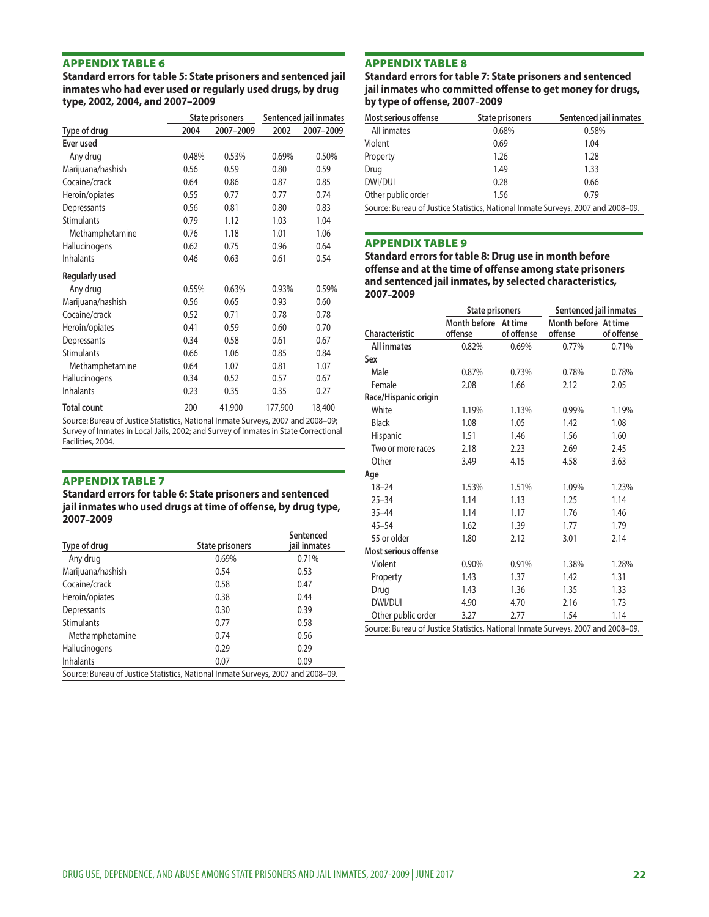## APPENDIX TABLE 6

**Standard errors for table 5: State prisoners and sentenced jail inmates who had ever used or regularly used drugs, by drug type, 2002, 2004, and 2007–2009**

| | State prisoners | | Sentenced jail inmates | |
|---|---|---|---|---|
| Type of drug | 2004 | 2007–2009 | 2002 | 2007–2009 |
| **Ever used** | | | | |
| Any drug | 0.48% | 0.53% | 0.69% | 0.50% |
| Marijuana/hashish | 0.56 | 0.59 | 0.80 | 0.59 |
| Cocaine/crack | 0.64 | 0.86 | 0.87 | 0.85 |
| Heroin/opiates | 0.55 | 0.77 | 0.77 | 0.74 |
| Depressants | 0.56 | 0.81 | 0.80 | 0.83 |
| Stimulants | 0.79 | 1.12 | 1.03 | 1.04 |
| Methamphetamine | 0.76 | 1.18 | 1.01 | 1.06 |
| Hallucinogens | 0.62 | 0.75 | 0.96 | 0.64 |
| Inhalants | 0.46 | 0.63 | 0.61 | 0.54 |
| **Regularly used** | | | | |
| Any drug | 0.55% | 0.63% | 0.93% | 0.59% |
| Marijuana/hashish | 0.56 | 0.65 | 0.93 | 0.60 |
| Cocaine/crack | 0.52 | 0.71 | 0.78 | 0.78 |
| Heroin/opiates | 0.41 | 0.59 | 0.60 | 0.70 |
| Depressants | 0.34 | 0.58 | 0.61 | 0.67 |
| Stimulants | 0.66 | 1.06 | 0.85 | 0.84 |
| Methamphetamine | 0.64 | 1.07 | 0.81 | 1.07 |
| Hallucinogens | 0.34 | 0.52 | 0.57 | 0.67 |
| Inhalants | 0.23 | 0.35 | 0.35 | 0.27 |
| **Total count** | 200 | 41,900 | 177,900 | 18,400 |

Source: Bureau of Justice Statistics, National Inmate Surveys, 2007 and 2008–09; Survey of Inmates in Local Jails, 2002; and Survey of Inmates in State Correctional Facilities, 2004.

## APPENDIX TABLE 7

**Standard errors for table 6: State prisoners and sentenced jail inmates who used drugs at time of offense, by drug type, 2007–2009**

| Type of drug | State prisoners | Sentenced jail inmates |
|---|---|---|
| Any drug | 0.69% | 0.71% |
| Marijuana/hashish | 0.54 | 0.53 |
| Cocaine/crack | 0.58 | 0.47 |
| Heroin/opiates | 0.38 | 0.44 |
| Depressants | 0.30 | 0.39 |
| Stimulants | 0.77 | 0.58 |
| Methamphetamine | 0.74 | 0.56 |
| Hallucinogens | 0.29 | 0.29 |
| Inhalants | 0.07 | 0.09 |

Source: Bureau of Justice Statistics, National Inmate Surveys, 2007 and 2008–09.

## APPENDIX TABLE 8

**Standard errors for table 7: State prisoners and sentenced jail inmates who committed offense to get money for drugs, by type of offense, 2007–2009**

| Most serious offense | State prisoners | Sentenced jail inmates |
|---|---|---|
| All inmates | 0.68% | 0.58% |
| Violent | 0.69 | 1.04 |
| Property | 1.26 | 1.28 |
| Drug | 1.49 | 1.33 |
| DWI/DUI | 0.28 | 0.66 |
| Other public order | 1.56 | 0.79 |

Source: Bureau of Justice Statistics, National Inmate Surveys, 2007 and 2008–09.

## APPENDIX TABLE 9

**Standard errors for table 8: Drug use in month before offense and at the time of offense among state prisoners and sentenced jail inmates, by selected characteristics, 2007–2009**

| | State prisoners | | Sentenced jail inmates | |
|---|---|---|---|---|
| Characteristic | Month before offense | At time of offense | Month before offense | At time of offense |
| **All inmates** | 0.82% | 0.69% | 0.77% | 0.71% |
| **Sex** | | | | |
| Male | 0.87% | 0.73% | 0.78% | 0.78% |
| Female | 2.08 | 1.66 | 2.12 | 2.05 |
| **Race/Hispanic origin** | | | | |
| White | 1.19% | 1.13% | 0.99% | 1.19% |
| Black | 1.08 | 1.05 | 1.42 | 1.08 |
| Hispanic | 1.51 | 1.46 | 1.56 | 1.60 |
| Two or more races | 2.18 | 2.23 | 2.69 | 2.45 |
| Other | 3.49 | 4.15 | 4.58 | 3.63 |
| **Age** | | | | |
| 18–24 | 1.53% | 1.51% | 1.09% | 1.23% |
| 25–34 | 1.14 | 1.13 | 1.25 | 1.14 |
| 35–44 | 1.14 | 1.17 | 1.76 | 1.46 |
| 45–54 | 1.62 | 1.39 | 1.77 | 1.79 |
| 55 or older | 1.80 | 2.12 | 3.01 | 2.14 |
| **Most serious offense** | | | | |
| Violent | 0.90% | 0.91% | 1.38% | 1.28% |
| Property | 1.43 | 1.37 | 1.42 | 1.31 |
| Drug | 1.43 | 1.36 | 1.35 | 1.33 |
| DWI/DUI | 4.90 | 4.70 | 2.16 | 1.73 |
| Other public order | 3.27 | 2.77 | 1.54 | 1.14 |

Source: Bureau of Justice Statistics, National Inmate Surveys, 2007 and 2008–09.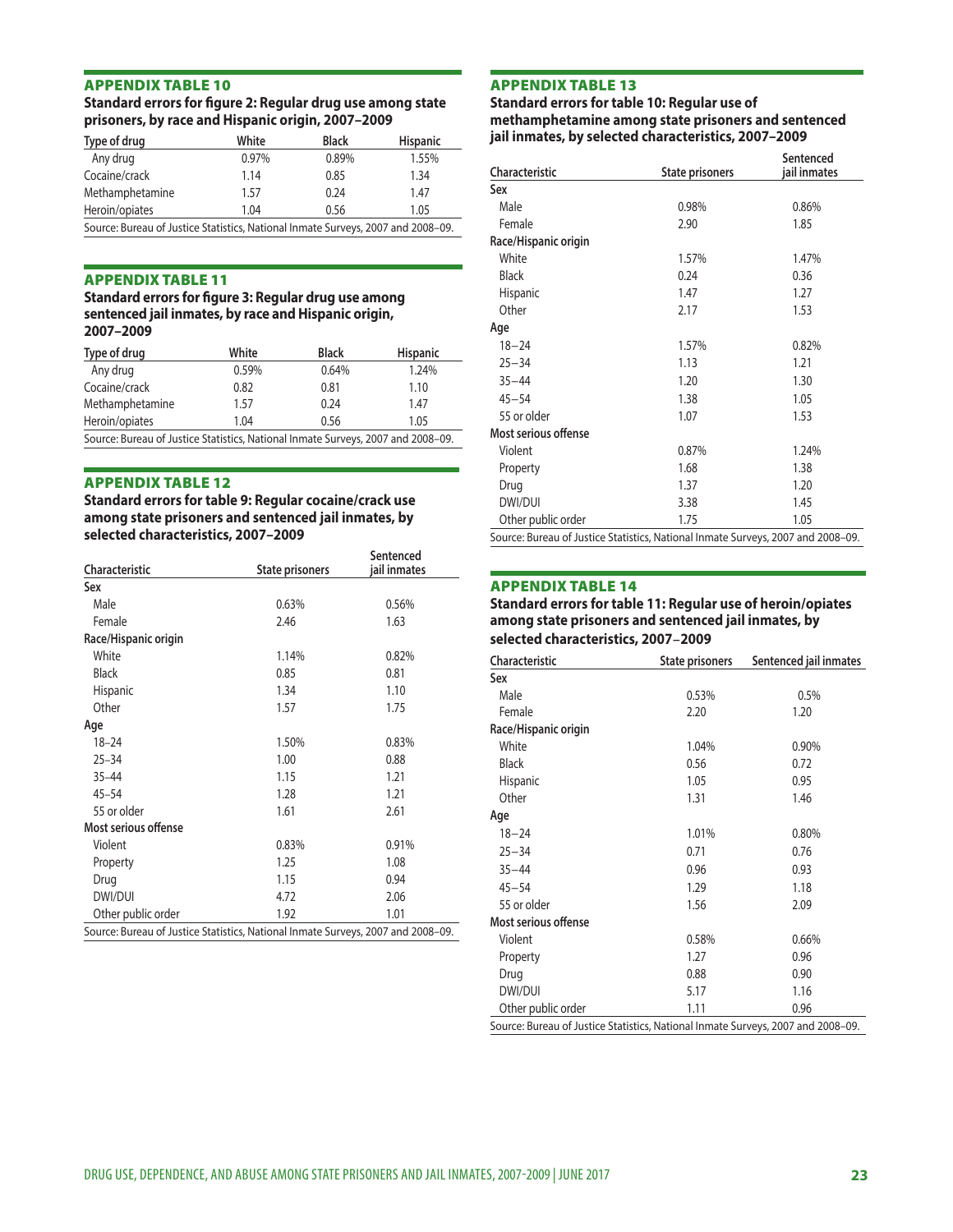## APPENDIX TABLE 10

**Standard errors for figure 2: Regular drug use among state prisoners, by race and Hispanic origin, 2007–2009**

| Type of drug | White | Black | Hispanic |
|---|---|---|---|
| Any drug | 0.97% | 0.89% | 1.55% |
| Cocaine/crack | 1.14 | 0.85 | 1.34 |
| Methamphetamine | 1.57 | 0.24 | 1.47 |
| Heroin/opiates | 1.04 | 0.56 | 1.05 |

Source: Bureau of Justice Statistics, National Inmate Surveys, 2007 and 2008–09.

## APPENDIX TABLE 11

**Standard errors for figure 3: Regular drug use among sentenced jail inmates, by race and Hispanic origin, 2007–2009**

| Type of drug | White | Black | Hispanic |
|---|---|---|---|
| Any drug | 0.59% | 0.64% | 1.24% |
| Cocaine/crack | 0.82 | 0.81 | 1.10 |
| Methamphetamine | 1.57 | 0.24 | 1.47 |
| Heroin/opiates | 1.04 | 0.56 | 1.05 |

Source: Bureau of Justice Statistics, National Inmate Surveys, 2007 and 2008–09.

## APPENDIX TABLE 12

**Standard errors for table 9: Regular cocaine/crack use among state prisoners and sentenced jail inmates, by selected characteristics, 2007–2009**

| Characteristic | State prisoners | Sentenced jail inmates |
|---|---|---|
| **Sex** | | |
| Male | 0.63% | 0.56% |
| Female | 2.46 | 1.63 |
| **Race/Hispanic origin** | | |
| White | 1.14% | 0.82% |
| Black | 0.85 | 0.81 |
| Hispanic | 1.34 | 1.10 |
| Other | 1.57 | 1.75 |
| **Age** | | |
| 18–24 | 1.50% | 0.83% |
| 25–34 | 1.00 | 0.88 |
| 35–44 | 1.15 | 1.21 |
| 45–54 | 1.28 | 1.21 |
| 55 or older | 1.61 | 2.61 |
| **Most serious offense** | | |
| Violent | 0.83% | 0.91% |
| Property | 1.25 | 1.08 |
| Drug | 1.15 | 0.94 |
| DWI/DUI | 4.72 | 2.06 |
| Other public order | 1.92 | 1.01 |

Source: Bureau of Justice Statistics, National Inmate Surveys, 2007 and 2008–09.

## APPENDIX TABLE 13

**Standard errors for table 10: Regular use of methamphetamine among state prisoners and sentenced jail inmates, by selected characteristics, 2007–2009**

| Characteristic | State prisoners | Sentenced jail inmates |
|---|---|---|
| **Sex** | | |
| Male | 0.98% | 0.86% |
| Female | 2.90 | 1.85 |
| **Race/Hispanic origin** | | |
| White | 1.57% | 1.47% |
| Black | 0.24 | 0.36 |
| Hispanic | 1.47 | 1.27 |
| Other | 2.17 | 1.53 |
| **Age** | | |
| 18–24 | 1.57% | 0.82% |
| 25–34 | 1.13 | 1.21 |
| 35–44 | 1.20 | 1.30 |
| 45–54 | 1.38 | 1.05 |
| 55 or older | 1.07 | 1.53 |
| **Most serious offense** | | |
| Violent | 0.87% | 1.24% |
| Property | 1.68 | 1.38 |
| Drug | 1.37 | 1.20 |
| DWI/DUI | 3.38 | 1.45 |
| Other public order | 1.75 | 1.05 |

Source: Bureau of Justice Statistics, National Inmate Surveys, 2007 and 2008–09.

## APPENDIX TABLE 14

**Standard errors for table 11: Regular use of heroin/opiates among state prisoners and sentenced jail inmates, by selected characteristics, 2007–2009**

| Characteristic | State prisoners | Sentenced jail inmates |
|---|---|---|
| **Sex** | | |
| Male | 0.53% | 0.5% |
| Female | 2.20 | 1.20 |
| **Race/Hispanic origin** | | |
| White | 1.04% | 0.90% |
| Black | 0.56 | 0.72 |
| Hispanic | 1.05 | 0.95 |
| Other | 1.31 | 1.46 |
| **Age** | | |
| 18–24 | 1.01% | 0.80% |
| 25–34 | 0.71 | 0.76 |
| 35–44 | 0.96 | 0.93 |
| 45–54 | 1.29 | 1.18 |
| 55 or older | 1.56 | 2.09 |
| **Most serious offense** | | |
| Violent | 0.58% | 0.66% |
| Property | 1.27 | 0.96 |
| Drug | 0.88 | 0.90 |
| DWI/DUI | 5.17 | 1.16 |
| Other public order | 1.11 | 0.96 |

Source: Bureau of Justice Statistics, National Inmate Surveys, 2007 and 2008–09.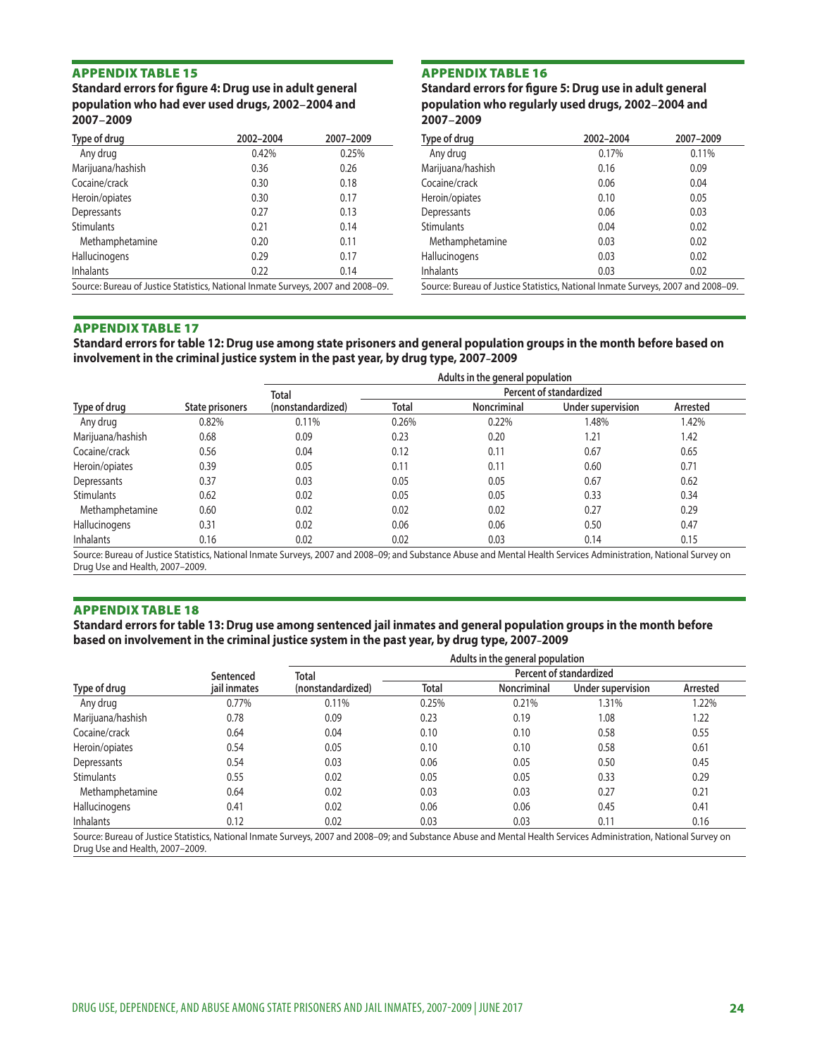## APPENDIX TABLE 15

**Standard errors for figure 4: Drug use in adult general population who had ever used drugs, 2002–2004 and 2007–2009**

| Type of drug | 2002–2004 | 2007–2009 |
|---|---|---|
| Any drug | 0.42% | 0.25% |
| Marijuana/hashish | 0.36 | 0.26 |
| Cocaine/crack | 0.30 | 0.18 |
| Heroin/opiates | 0.30 | 0.17 |
| Depressants | 0.27 | 0.13 |
| Stimulants | 0.21 | 0.14 |
| Methamphetamine | 0.20 | 0.11 |
| Hallucinogens | 0.29 | 0.17 |
| Inhalants | 0.22 | 0.14 |

Source: Bureau of Justice Statistics, National Inmate Surveys, 2007 and 2008–09.

## APPENDIX TABLE 16

**Standard errors for figure 5: Drug use in adult general population who regularly used drugs, 2002–2004 and 2007–2009**

| Type of drug | 2002–2004 | 2007–2009 |
|---|---|---|
| Any drug | 0.17% | 0.11% |
| Marijuana/hashish | 0.16 | 0.09 |
| Cocaine/crack | 0.06 | 0.04 |
| Heroin/opiates | 0.10 | 0.05 |
| Depressants | 0.06 | 0.03 |
| Stimulants | 0.04 | 0.02 |
| Methamphetamine | 0.03 | 0.02 |
| Hallucinogens | 0.03 | 0.02 |
| Inhalants | 0.03 | 0.02 |

Source: Bureau of Justice Statistics, National Inmate Surveys, 2007 and 2008–09.

## APPENDIX TABLE 17

**Standard errors for table 12: Drug use among state prisoners and general population groups in the month before based on involvement in the criminal justice system in the past year, by drug type, 2007–2009**

| | | Adults in the general population | | | | |
|---|---|---|---|---|---|---|
| | | Total | Percent of standardized | | | |
| Type of drug | State prisoners | (nonstandardized) | Total | Noncriminal | Under supervision | Arrested |
| Any drug | 0.82% | 0.11% | 0.26% | 0.22% | 1.48% | 1.42% |
| Marijuana/hashish | 0.68 | 0.09 | 0.23 | 0.20 | 1.21 | 1.42 |
| Cocaine/crack | 0.56 | 0.04 | 0.12 | 0.11 | 0.67 | 0.65 |
| Heroin/opiates | 0.39 | 0.05 | 0.11 | 0.11 | 0.60 | 0.71 |
| Depressants | 0.37 | 0.03 | 0.05 | 0.05 | 0.67 | 0.62 |
| Stimulants | 0.62 | 0.02 | 0.05 | 0.05 | 0.33 | 0.34 |
| Methamphetamine | 0.60 | 0.02 | 0.02 | 0.02 | 0.27 | 0.29 |
| Hallucinogens | 0.31 | 0.02 | 0.06 | 0.06 | 0.50 | 0.47 |
| Inhalants | 0.16 | 0.02 | 0.02 | 0.03 | 0.14 | 0.15 |

Source: Bureau of Justice Statistics, National Inmate Surveys, 2007 and 2008–09; and Substance Abuse and Mental Health Services Administration, National Survey on Drug Use and Health, 2007–2009.

## APPENDIX TABLE 18

**Standard errors for table 13: Drug use among sentenced jail inmates and general population groups in the month before based on involvement in the criminal justice system in the past year, by drug type, 2007–2009**

| | | Adults in the general population | | | | |
|---|---|---|---|---|---|---|
| | Sentenced | Total | Percent of standardized | | | |
| Type of drug | jail inmates | (nonstandardized) | Total | Noncriminal | Under supervision | Arrested |
| Any drug | 0.77% | 0.11% | 0.25% | 0.21% | 1.31% | 1.22% |
| Marijuana/hashish | 0.78 | 0.09 | 0.23 | 0.19 | 1.08 | 1.22 |
| Cocaine/crack | 0.64 | 0.04 | 0.10 | 0.10 | 0.58 | 0.55 |
| Heroin/opiates | 0.54 | 0.05 | 0.10 | 0.10 | 0.58 | 0.61 |
| Depressants | 0.54 | 0.03 | 0.06 | 0.05 | 0.50 | 0.45 |
| Stimulants | 0.55 | 0.02 | 0.05 | 0.05 | 0.33 | 0.29 |
| Methamphetamine | 0.64 | 0.02 | 0.03 | 0.03 | 0.27 | 0.21 |
| Hallucinogens | 0.41 | 0.02 | 0.06 | 0.06 | 0.45 | 0.41 |
| Inhalants | 0.12 | 0.02 | 0.03 | 0.03 | 0.11 | 0.16 |

Source: Bureau of Justice Statistics, National Inmate Surveys, 2007 and 2008–09; and Substance Abuse and Mental Health Services Administration, National Survey on Drug Use and Health, 2007–2009.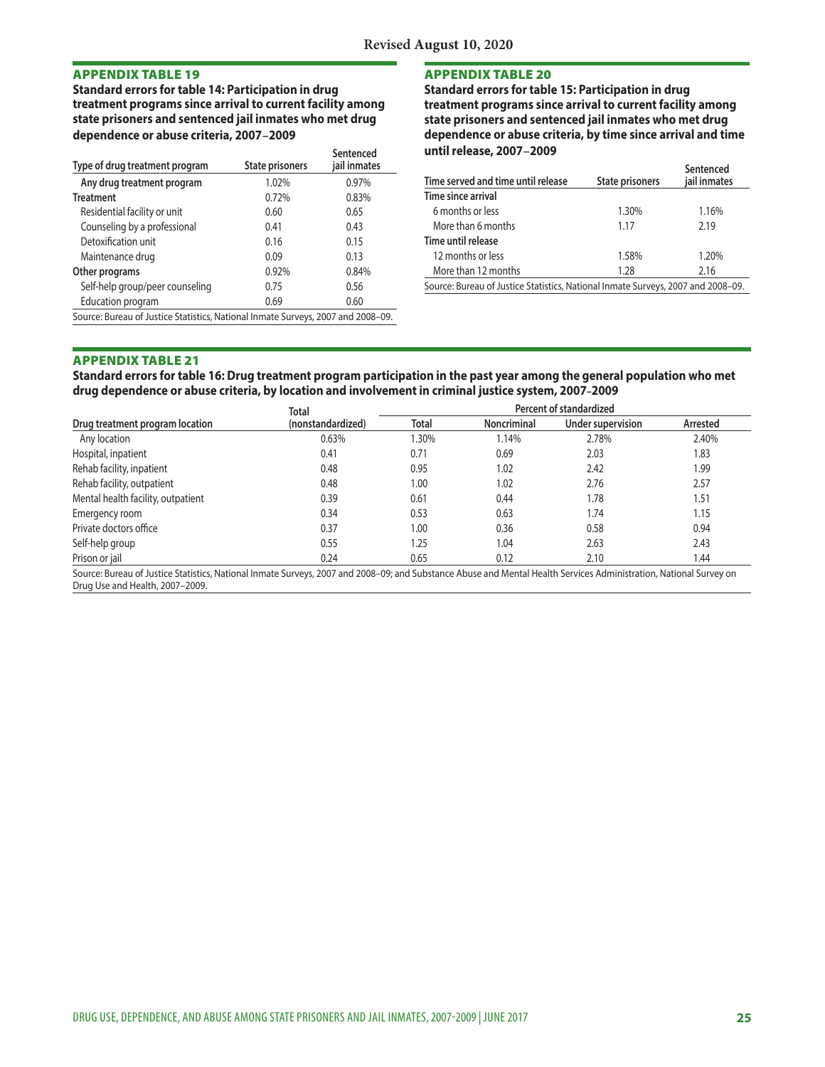Revised August 10, 2020

## APPENDIX TABLE 19

**Standard errors for table 14: Participation in drug treatment programs since arrival to current facility among state prisoners and sentenced jail inmates who met drug dependence or abuse criteria, 2007–2009**

| Type of drug treatment program | State prisoners | Sentenced jail inmates |
|---|---|---|
| **Any drug treatment program** | 1.02% | 0.97% |
| **Treatment** | 0.72% | 0.83% |
| Residential facility or unit | 0.60 | 0.65 |
| Counseling by a professional | 0.41 | 0.43 |
| Detoxification unit | 0.16 | 0.15 |
| Maintenance drug | 0.09 | 0.13 |
| **Other programs** | 0.92% | 0.84% |
| Self-help group/peer counseling | 0.75 | 0.56 |
| Education program | 0.69 | 0.60 |

Source: Bureau of Justice Statistics, National Inmate Surveys, 2007 and 2008–09.

## APPENDIX TABLE 20

**Standard errors for table 15: Participation in drug treatment programs since arrival to current facility among state prisoners and sentenced jail inmates who met drug dependence or abuse criteria, by time since arrival and time until release, 2007–2009**

| Time served and time until release | State prisoners | Sentenced jail inmates |
|---|---|---|
| **Time since arrival** | | |
| 6 months or less | 1.30% | 1.16% |
| More than 6 months | 1.17 | 2.19 |
| **Time until release** | | |
| 12 months or less | 1.58% | 1.20% |
| More than 12 months | 1.28 | 2.16 |

Source: Bureau of Justice Statistics, National Inmate Surveys, 2007 and 2008–09.

## APPENDIX TABLE 21

**Standard errors for table 16: Drug treatment program participation in the past year among the general population who met drug dependence or abuse criteria, by location and involvement in criminal justice system, 2007–2009**

| Drug treatment program location | Total (nonstandardized) | Percent of standardized | | | |
|---|---|---|---|---|---|
| | | Total | Noncriminal | Under supervision | Arrested |
| Any location | 0.63% | 1.30% | 1.14% | 2.78% | 2.40% |
| Hospital, inpatient | 0.41 | 0.71 | 0.69 | 2.03 | 1.83 |
| Rehab facility, inpatient | 0.48 | 0.95 | 1.02 | 2.42 | 1.99 |
| Rehab facility, outpatient | 0.48 | 1.00 | 1.02 | 2.76 | 2.57 |
| Mental health facility, outpatient | 0.39 | 0.61 | 0.44 | 1.78 | 1.51 |
| Emergency room | 0.34 | 0.53 | 0.63 | 1.74 | 1.15 |
| Private doctors office | 0.37 | 1.00 | 0.36 | 0.58 | 0.94 |
| Self-help group | 0.55 | 1.25 | 1.04 | 2.63 | 2.43 |
| Prison or jail | 0.24 | 0.65 | 0.12 | 2.10 | 1.44 |

Source: Bureau of Justice Statistics, National Inmate Surveys, 2007 and 2008–09; and Substance Abuse and Mental Health Services Administration, National Survey on Drug Use and Health, 2007–2009.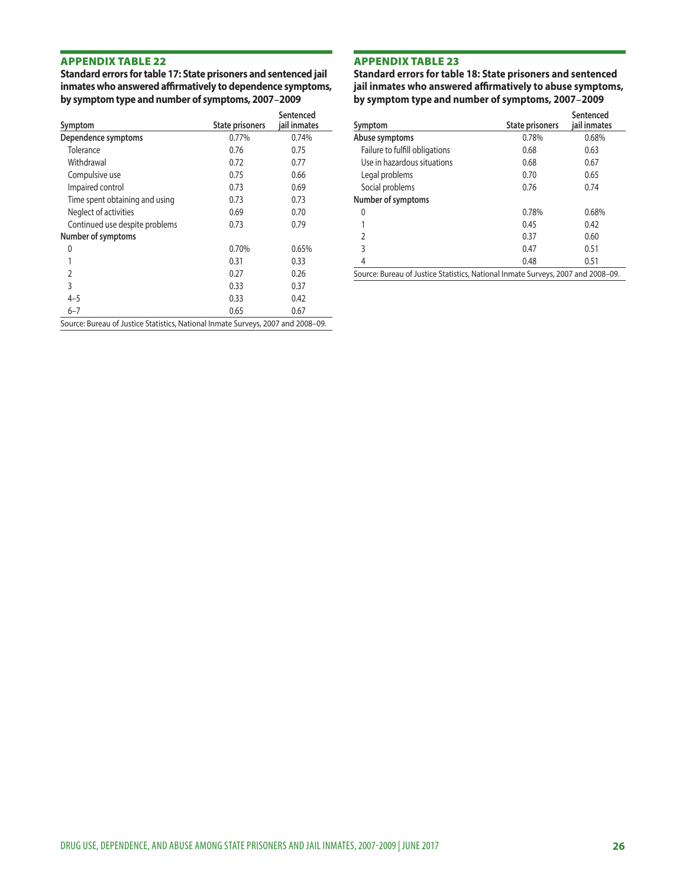## APPENDIX TABLE 22

**Standard errors for table 17: State prisoners and sentenced jail inmates who answered affirmatively to dependence symptoms, by symptom type and number of symptoms, 2007–2009**

| Symptom | State prisoners | Sentenced jail inmates |
|---|---|---|
| **Dependence symptoms** | 0.77% | 0.74% |
| Tolerance | 0.76 | 0.75 |
| Withdrawal | 0.72 | 0.77 |
| Compulsive use | 0.75 | 0.66 |
| Impaired control | 0.73 | 0.69 |
| Time spent obtaining and using | 0.73 | 0.73 |
| Neglect of activities | 0.69 | 0.70 |
| Continued use despite problems | 0.73 | 0.79 |
| **Number of symptoms** | | |
| 0 | 0.70% | 0.65% |
| 1 | 0.31 | 0.33 |
| 2 | 0.27 | 0.26 |
| 3 | 0.33 | 0.37 |
| 4–5 | 0.33 | 0.42 |
| 6–7 | 0.65 | 0.67 |

Source: Bureau of Justice Statistics, National Inmate Surveys, 2007 and 2008–09.

## APPENDIX TABLE 23

**Standard errors for table 18: State prisoners and sentenced jail inmates who answered affirmatively to abuse symptoms, by symptom type and number of symptoms, 2007–2009**

| Symptom | State prisoners | Sentenced jail inmates |
|---|---|---|
| **Abuse symptoms** | 0.78% | 0.68% |
| Failure to fulfill obligations | 0.68 | 0.63 |
| Use in hazardous situations | 0.68 | 0.67 |
| Legal problems | 0.70 | 0.65 |
| Social problems | 0.76 | 0.74 |
| **Number of symptoms** | | |
| 0 | 0.78% | 0.68% |
| 1 | 0.45 | 0.42 |
| 2 | 0.37 | 0.60 |
| 3 | 0.47 | 0.51 |
| 4 | 0.48 | 0.51 |

Source: Bureau of Justice Statistics, National Inmate Surveys, 2007 and 2008–09.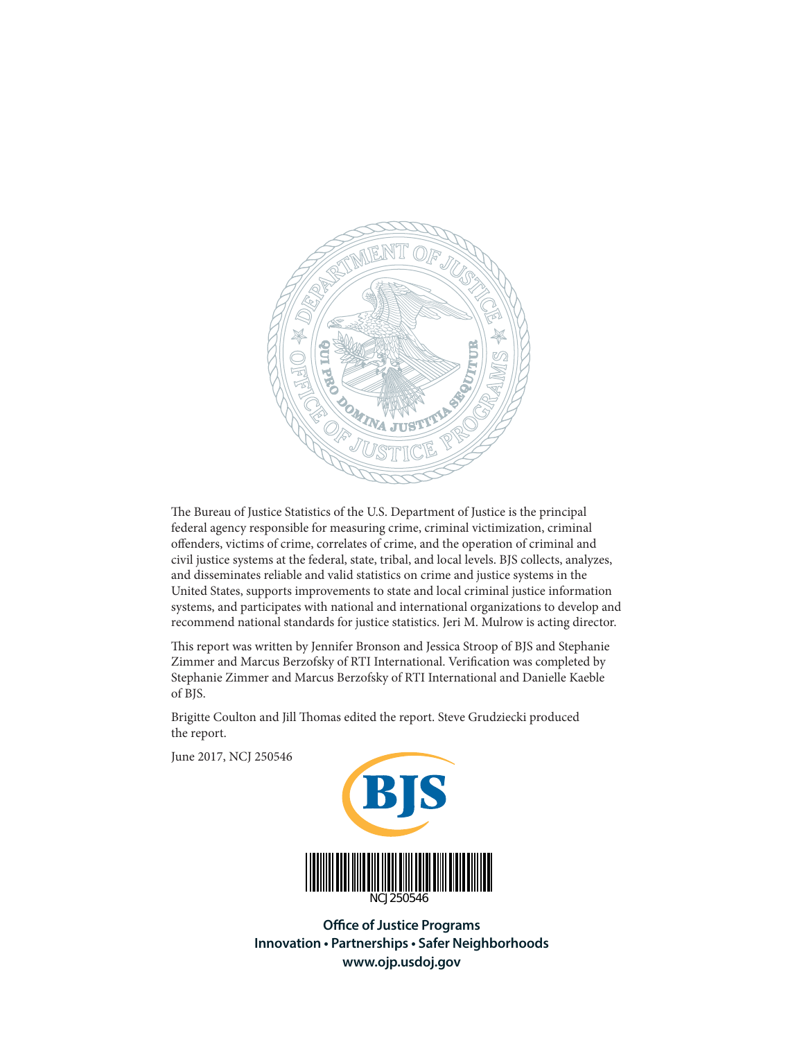The Bureau of Justice Statistics of the U.S. Department of Justice is the principal federal agency responsible for measuring crime, criminal victimization, criminal offenders, victims of crime, correlates of crime, and the operation of criminal and civil justice systems at the federal, state, tribal, and local levels. BJS collects, analyzes, and disseminates reliable and valid statistics on crime and justice systems in the United States, supports improvements to state and local criminal justice information systems, and participates with national and international organizations to develop and recommend national standards for justice statistics. Jeri M. Mulrow is acting director.

This report was written by Jennifer Bronson and Jessica Stroop of BJS and Stephanie Zimmer and Marcus Berzofsky of RTI International. Verification was completed by Stephanie Zimmer and Marcus Berzofsky of RTI International and Danielle Kaeble of BJS.

Brigitte Coulton and Jill Thomas edited the report. Steve Grudziecki produced the report.

June 2017, NCJ 250546

NCJ 250546

**Office of Justice Programs**
**Innovation • Partnerships • Safer Neighborhoods**
**www.ojp.usdoj.gov**